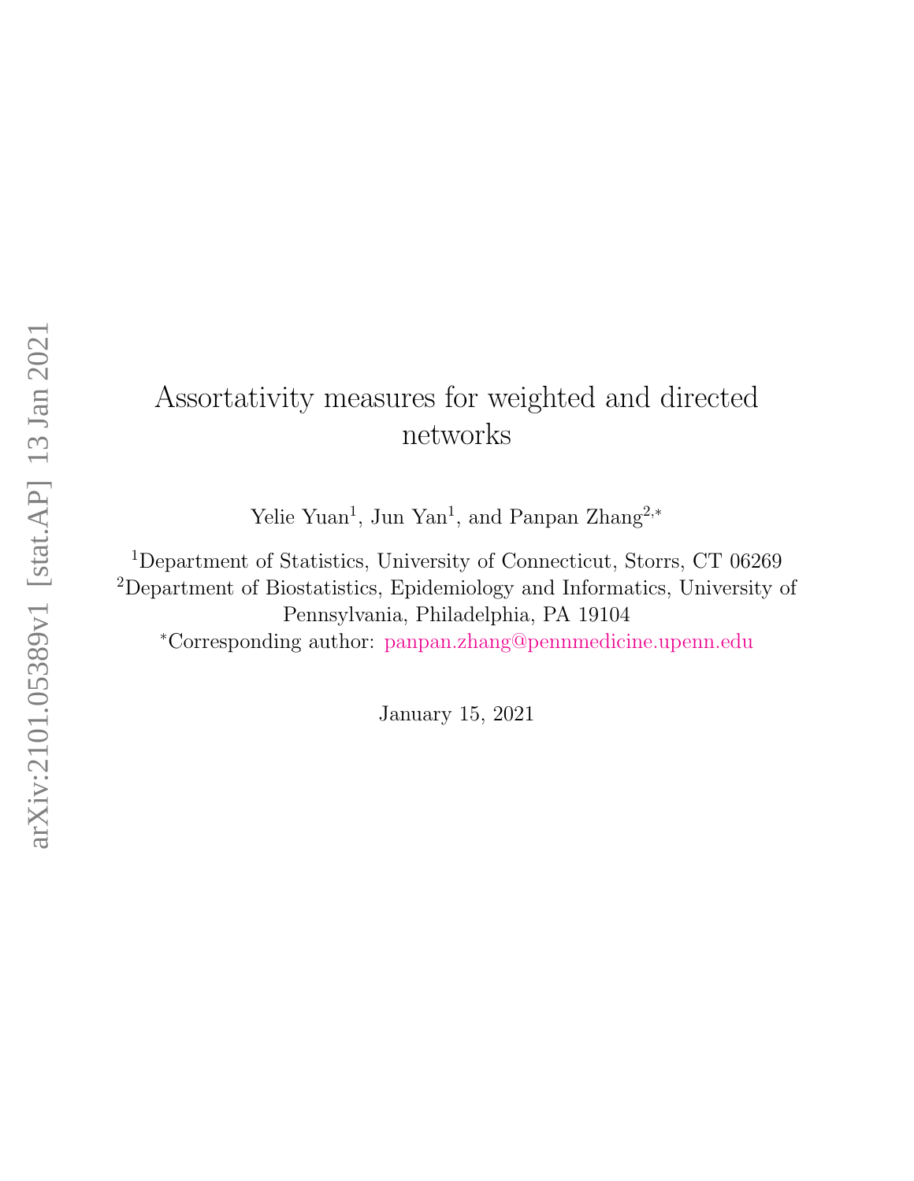# Assortativity measures for weighted and directed networks

Yelie Yuan[1], Jun Yan[1], and Panpan Zhang[2,*]

[1]Department of Statistics, University of Connecticut, Storrs, CT 06269
[2]Department of Biostatistics, Epidemiology and Informatics, University of Pennsylvania, Philadelphia, PA 19104
[*]Corresponding author: panpan.zhang@pennmedicine.upenn.edu

January 15, 2021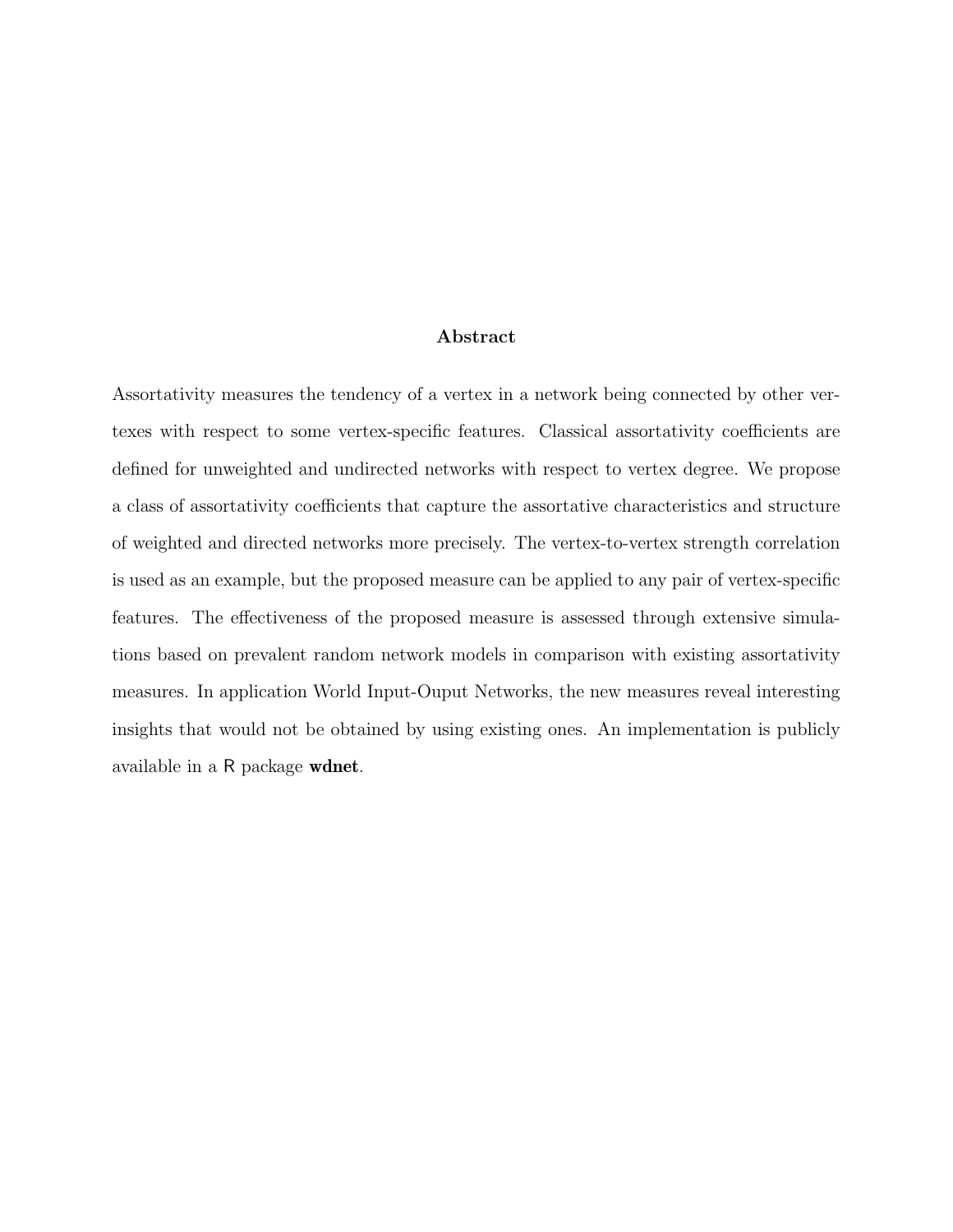## Abstract

Assortativity measures the tendency of a vertex in a network being connected by other vertexes with respect to some vertex-specific features. Classical assortativity coefficients are defined for unweighted and undirected networks with respect to vertex degree. We propose a class of assortativity coefficients that capture the assortative characteristics and structure of weighted and directed networks more precisely. The vertex-to-vertex strength correlation is used as an example, but the proposed measure can be applied to any pair of vertex-specific features. The effectiveness of the proposed measure is assessed through extensive simulations based on prevalent random network models in comparison with existing assortativity measures. In application World Input-Ouput Networks, the new measures reveal interesting insights that would not be obtained by using existing ones. An implementation is publicly available in a R package **wdnet**.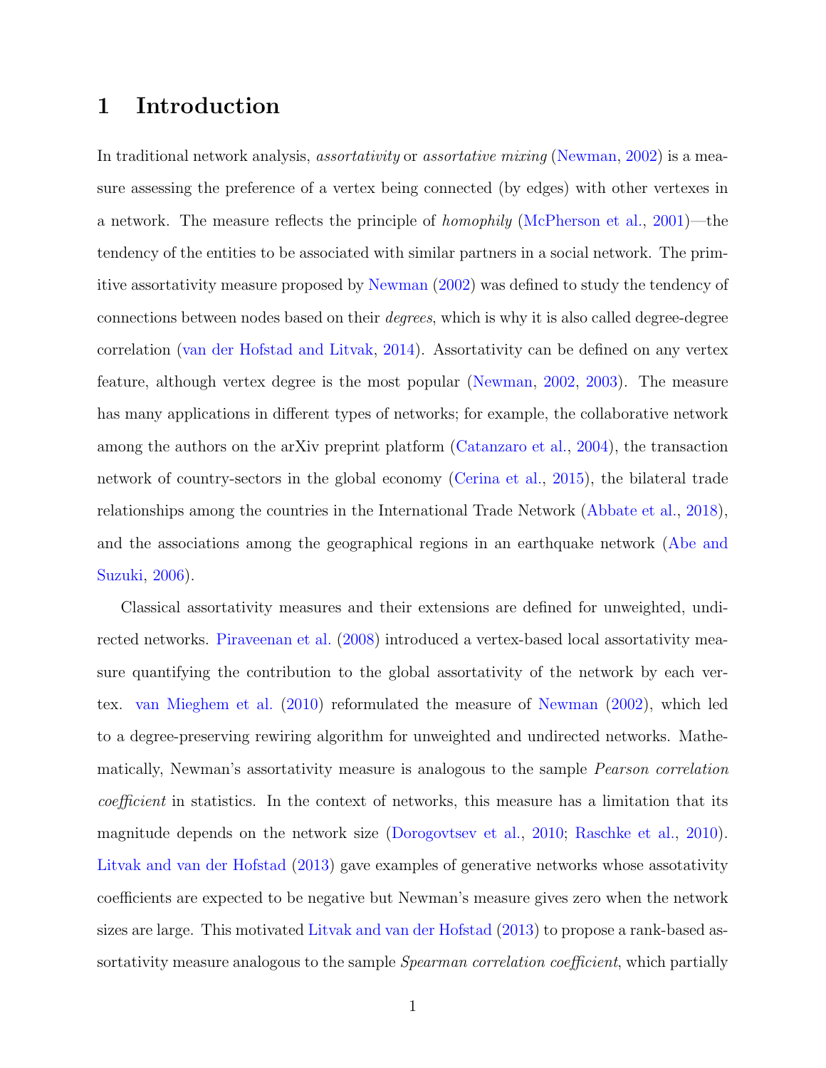# 1 Introduction

In traditional network analysis, *assortativity* or *assortative mixing* (Newman, 2002) is a measure assessing the preference of a vertex being connected (by edges) with other vertexes in a network. The measure reflects the principle of *homophily* (McPherson et al., 2001)—the tendency of the entities to be associated with similar partners in a social network. The primitive assortativity measure proposed by Newman (2002) was defined to study the tendency of connections between nodes based on their *degrees*, which is why it is also called degree-degree correlation (van der Hofstad and Litvak, 2014). Assortativity can be defined on any vertex feature, although vertex degree is the most popular (Newman, 2002, 2003). The measure has many applications in different types of networks; for example, the collaborative network among the authors on the arXiv preprint platform (Catanzaro et al., 2004), the transaction network of country-sectors in the global economy (Cerina et al., 2015), the bilateral trade relationships among the countries in the International Trade Network (Abbate et al., 2018), and the associations among the geographical regions in an earthquake network (Abe and Suzuki, 2006).

Classical assortativity measures and their extensions are defined for unweighted, undirected networks. Piraveenan et al. (2008) introduced a vertex-based local assortativity measure quantifying the contribution to the global assortativity of the network by each vertex. van Mieghem et al. (2010) reformulated the measure of Newman (2002), which led to a degree-preserving rewiring algorithm for unweighted and undirected networks. Mathematically, Newman's assortativity measure is analogous to the sample *Pearson correlation coefficient* in statistics. In the context of networks, this measure has a limitation that its magnitude depends on the network size (Dorogovtsev et al., 2010; Raschke et al., 2010). Litvak and van der Hofstad (2013) gave examples of generative networks whose assotativity coefficients are expected to be negative but Newman's measure gives zero when the network sizes are large. This motivated Litvak and van der Hofstad (2013) to propose a rank-based assortativity measure analogous to the sample *Spearman correlation coefficient*, which partially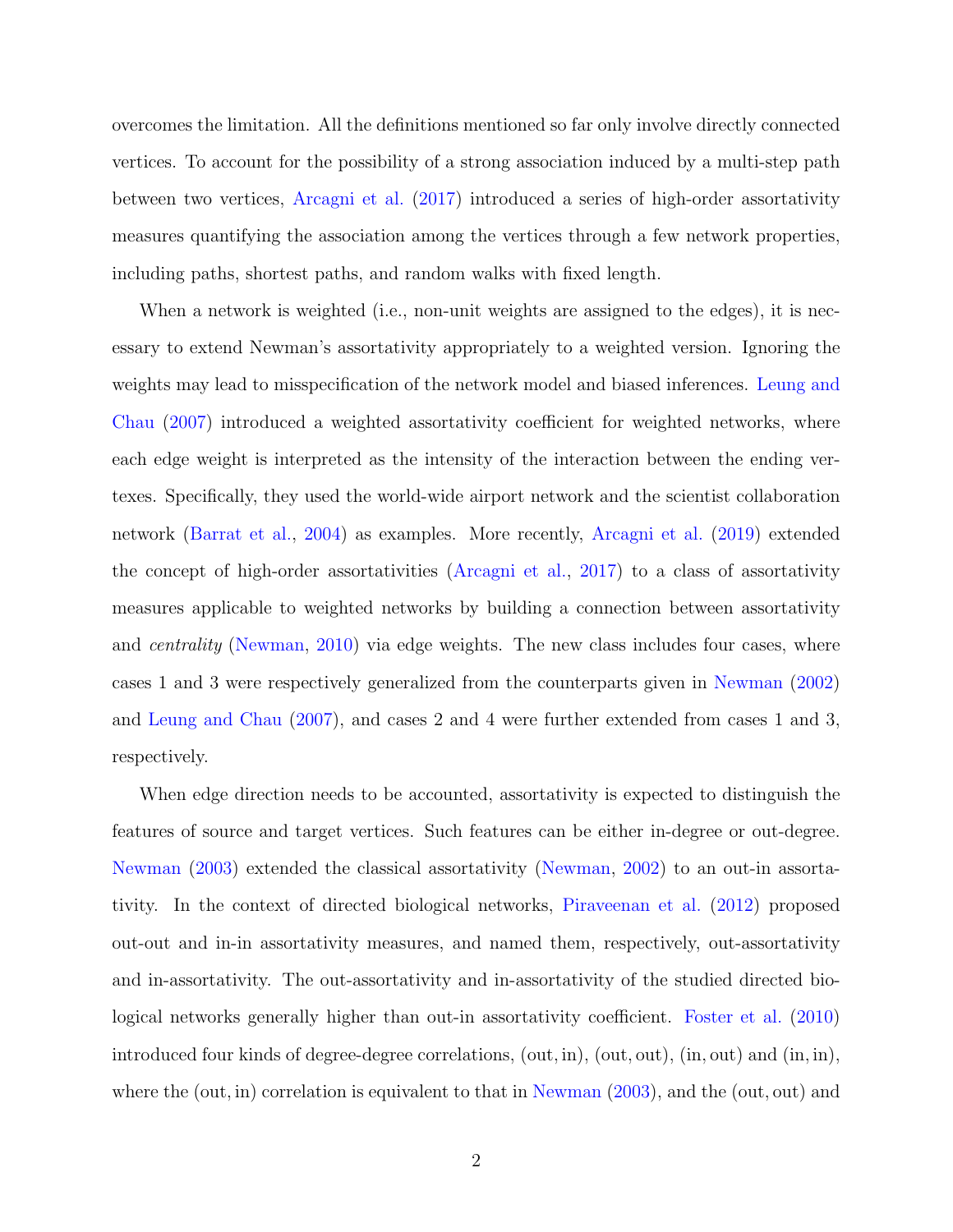overcomes the limitation. All the definitions mentioned so far only involve directly connected vertices. To account for the possibility of a strong association induced by a multi-step path between two vertices, Arcagni et al. (2017) introduced a series of high-order assortativity measures quantifying the association among the vertices through a few network properties, including paths, shortest paths, and random walks with fixed length.

When a network is weighted (i.e., non-unit weights are assigned to the edges), it is necessary to extend Newman's assortativity appropriately to a weighted version. Ignoring the weights may lead to misspecification of the network model and biased inferences. Leung and Chau (2007) introduced a weighted assortativity coefficient for weighted networks, where each edge weight is interpreted as the intensity of the interaction between the ending vertexes. Specifically, they used the world-wide airport network and the scientist collaboration network (Barrat et al., 2004) as examples. More recently, Arcagni et al. (2019) extended the concept of high-order assortativities (Arcagni et al., 2017) to a class of assortativity measures applicable to weighted networks by building a connection between assortativity and *centrality* (Newman, 2010) via edge weights. The new class includes four cases, where cases 1 and 3 were respectively generalized from the counterparts given in Newman (2002) and Leung and Chau (2007), and cases 2 and 4 were further extended from cases 1 and 3, respectively.

When edge direction needs to be accounted, assortativity is expected to distinguish the features of source and target vertices. Such features can be either in-degree or out-degree. Newman (2003) extended the classical assortativity (Newman, 2002) to an out-in assortativity. In the context of directed biological networks, Piraveenan et al. (2012) proposed out-out and in-in assortativity measures, and named them, respectively, out-assortativity and in-assortativity. The out-assortativity and in-assortativity of the studied directed biological networks generally higher than out-in assortativity coefficient. Foster et al. (2010) introduced four kinds of degree-degree correlations, $(\text{out}, \text{in})$, $(\text{out}, \text{out})$, $(\text{in}, \text{out})$ and $(\text{in}, \text{in})$, where the $(\text{out}, \text{in})$ correlation is equivalent to that in Newman (2003), and the $(\text{out}, \text{out})$ and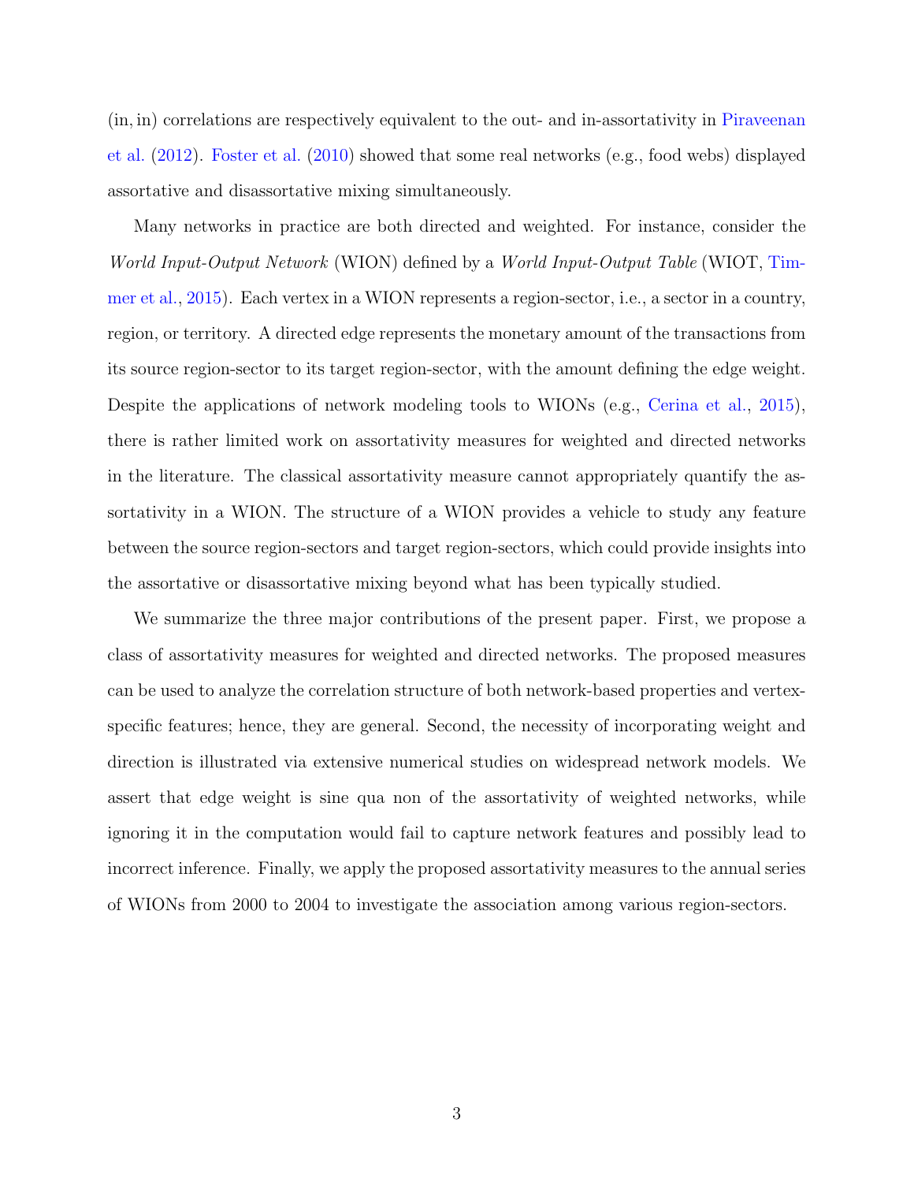(in, in) correlations are respectively equivalent to the out- and in-assortativity in Piraveenan et al. (2012). Foster et al. (2010) showed that some real networks (e.g., food webs) displayed assortative and disassortative mixing simultaneously.

Many networks in practice are both directed and weighted. For instance, consider the *World Input-Output Network* (WION) defined by a *World Input-Output Table* (WIOT, Timmer et al., 2015). Each vertex in a WION represents a region-sector, i.e., a sector in a country, region, or territory. A directed edge represents the monetary amount of the transactions from its source region-sector to its target region-sector, with the amount defining the edge weight. Despite the applications of network modeling tools to WIONs (e.g., Cerina et al., 2015), there is rather limited work on assortativity measures for weighted and directed networks in the literature. The classical assortativity measure cannot appropriately quantify the assortativity in a WION. The structure of a WION provides a vehicle to study any feature between the source region-sectors and target region-sectors, which could provide insights into the assortative or disassortative mixing beyond what has been typically studied.

We summarize the three major contributions of the present paper. First, we propose a class of assortativity measures for weighted and directed networks. The proposed measures can be used to analyze the correlation structure of both network-based properties and vertex-specific features; hence, they are general. Second, the necessity of incorporating weight and direction is illustrated via extensive numerical studies on widespread network models. We assert that edge weight is sine qua non of the assortativity of weighted networks, while ignoring it in the computation would fail to capture network features and possibly lead to incorrect inference. Finally, we apply the proposed assortativity measures to the annual series of WIONs from 2000 to 2004 to investigate the association among various region-sectors.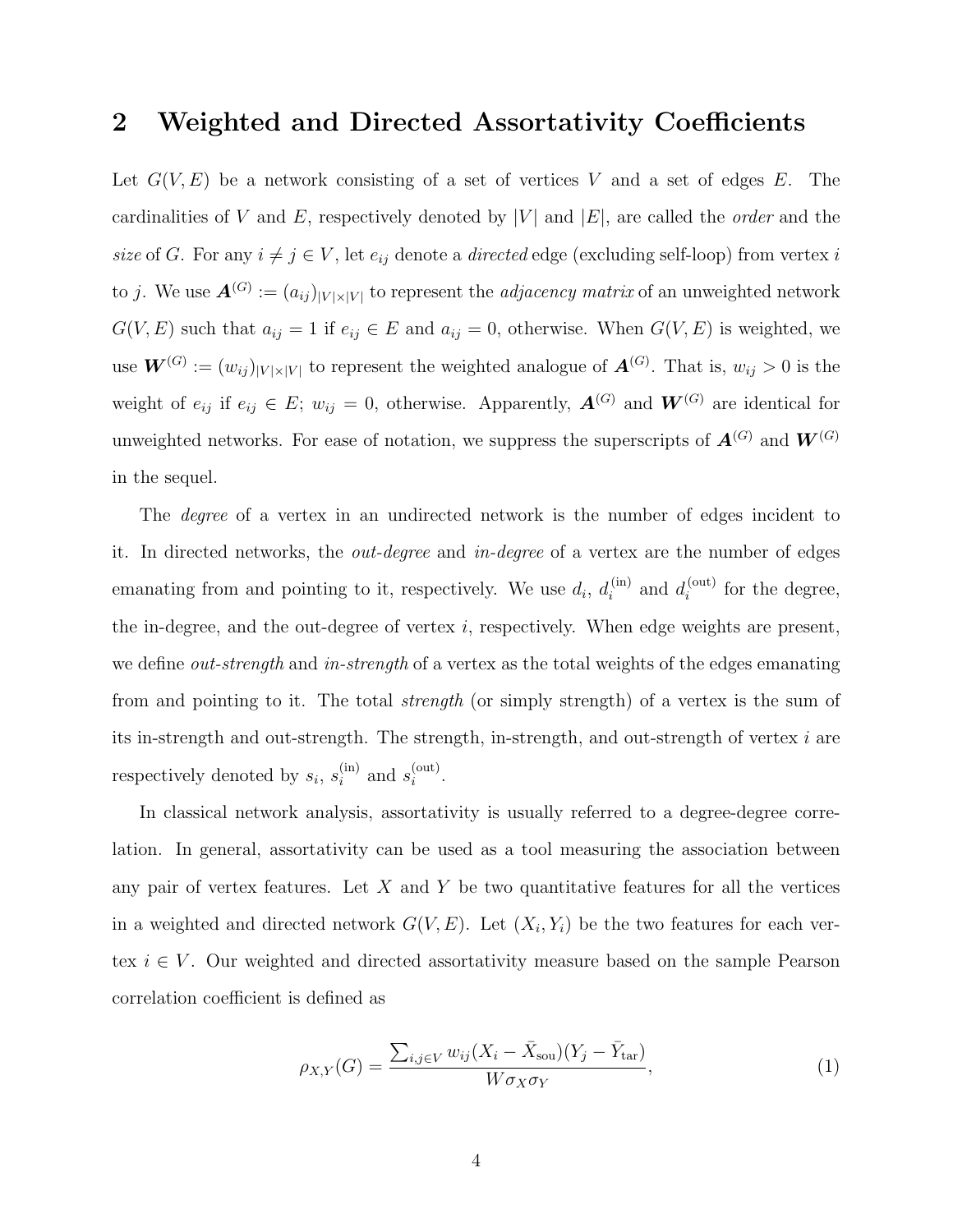## 2 Weighted and Directed Assortativity Coefficients

Let $G(V, E)$ be a network consisting of a set of vertices $V$ and a set of edges $E$. The cardinalities of $V$ and $E$, respectively denoted by $|V|$ and $|E|$, are called the *order* and the *size* of $G$. For any $i \neq j \in V$, let $e_{ij}$ denote a *directed* edge (excluding self-loop) from vertex $i$ to $j$. We use $\boldsymbol{A}^{(G)} := (a_{ij})_{|V|\times|V|}$ to represent the *adjacency matrix* of an unweighted network $G(V, E)$ such that $a_{ij} = 1$ if $e_{ij} \in E$ and $a_{ij} = 0$, otherwise. When $G(V, E)$ is weighted, we use $\boldsymbol{W}^{(G)} := (w_{ij})_{|V|\times|V|}$ to represent the weighted analogue of $\boldsymbol{A}^{(G)}$. That is, $w_{ij} > 0$ is the weight of $e_{ij}$ if $e_{ij} \in E$; $w_{ij} = 0$, otherwise. Apparently, $\boldsymbol{A}^{(G)}$ and $\boldsymbol{W}^{(G)}$ are identical for unweighted networks. For ease of notation, we suppress the superscripts of $\boldsymbol{A}^{(G)}$ and $\boldsymbol{W}^{(G)}$ in the sequel.

The *degree* of a vertex in an undirected network is the number of edges incident to it. In directed networks, the *out-degree* and *in-degree* of a vertex are the number of edges emanating from and pointing to it, respectively. We use $d_i$, $d_i^{(\text{in})}$ and $d_i^{(\text{out})}$ for the degree, the in-degree, and the out-degree of vertex $i$, respectively. When edge weights are present, we define *out-strength* and *in-strength* of a vertex as the total weights of the edges emanating from and pointing to it. The total *strength* (or simply strength) of a vertex is the sum of its in-strength and out-strength. The strength, in-strength, and out-strength of vertex $i$ are respectively denoted by $s_i$, $s_i^{(\text{in})}$ and $s_i^{(\text{out})}$.

In classical network analysis, assortativity is usually referred to a degree-degree correlation. In general, assortativity can be used as a tool measuring the association between any pair of vertex features. Let $X$ and $Y$ be two quantitative features for all the vertices in a weighted and directed network $G(V, E)$. Let $(X_i, Y_i)$ be the two features for each vertex $i \in V$. Our weighted and directed assortativity measure based on the sample Pearson correlation coefficient is defined as

$$\rho_{X,Y}(G) = \frac{\sum_{i,j\in V} w_{ij}(X_i - \bar{X}_{\text{sou}})(Y_j - \bar{Y}_{\text{tar}})}{W\sigma_X\sigma_Y}, \tag{1}$$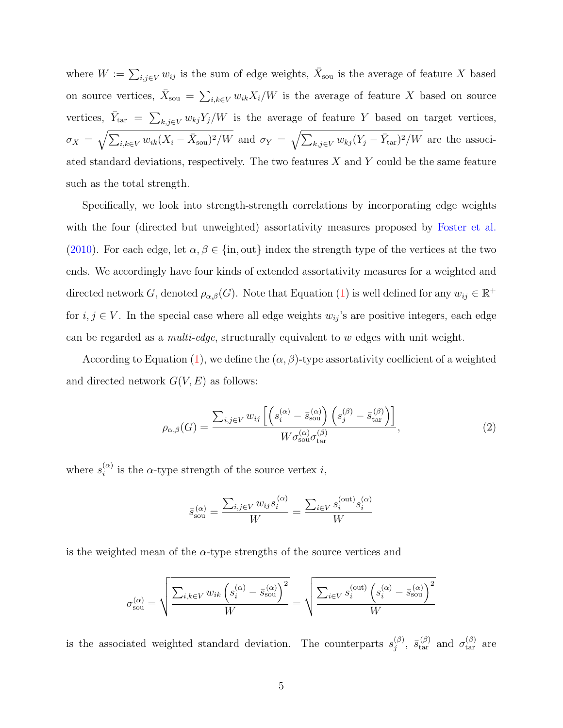where $W := \sum_{i,j \in V} w_{ij}$ is the sum of edge weights, $\bar{X}_{\text{sou}}$ is the average of feature $X$ based on source vertices, $\bar{X}_{\text{sou}} = \sum_{i,k \in V} w_{ik} X_i / W$ is the average of feature $X$ based on source vertices, $\bar{Y}_{\text{tar}} = \sum_{k,j \in V} w_{kj} Y_j / W$ is the average of feature $Y$ based on target vertices, $\sigma_X = \sqrt{\sum_{i,k \in V} w_{ik} (X_i - \bar{X}_{\text{sou}})^2 / W}$ and $\sigma_Y = \sqrt{\sum_{k,j \in V} w_{kj} (Y_j - \bar{Y}_{\text{tar}})^2 / W}$ are the associated standard deviations, respectively. The two features $X$ and $Y$ could be the same feature such as the total strength.

Specifically, we look into strength-strength correlations by incorporating edge weights with the four (directed but unweighted) assortativity measures proposed by Foster et al. (2010). For each edge, let $\alpha, \beta \in \{\text{in}, \text{out}\}$ index the strength type of the vertices at the two ends. We accordingly have four kinds of extended assortativity measures for a weighted and directed network $G$, denoted $\rho_{\alpha,\beta}(G)$. Note that Equation (1) is well defined for any $w_{ij} \in \mathbb{R}^+$ for $i, j \in V$. In the special case where all edge weights $w_{ij}$'s are positive integers, each edge can be regarded as a *multi-edge*, structurally equivalent to $w$ edges with unit weight.

According to Equation (1), we define the $(\alpha, \beta)$-type assortativity coefficient of a weighted and directed network $G(V, E)$ as follows:

$$
\rho_{\alpha,\beta}(G) = \frac{\sum_{i,j \in V} w_{ij} \left[ \left( s_i^{(\alpha)} - \bar{s}_{\text{sou}}^{(\alpha)} \right) \left( s_j^{(\beta)} - \bar{s}_{\text{tar}}^{(\beta)} \right) \right]}{W \sigma_{\text{sou}}^{(\alpha)} \sigma_{\text{tar}}^{(\beta)}}, \tag{2}
$$

where $s_i^{(\alpha)}$ is the $\alpha$-type strength of the source vertex $i$,

$$
\bar{s}_{\text{sou}}^{(\alpha)} = \frac{\sum_{i,j \in V} w_{ij} s_i^{(\alpha)}}{W} = \frac{\sum_{i \in V} s_i^{(\text{out})} s_i^{(\alpha)}}{W}
$$

is the weighted mean of the $\alpha$-type strengths of the source vertices and

$$
\sigma_{\text{sou}}^{(\alpha)} = \sqrt{\frac{\sum_{i,k \in V} w_{ik} \left( s_i^{(\alpha)} - \bar{s}_{\text{sou}}^{(\alpha)} \right)^2}{W}} = \sqrt{\frac{\sum_{i \in V} s_i^{(\text{out})} \left( s_i^{(\alpha)} - \bar{s}_{\text{sou}}^{(\alpha)} \right)^2}{W}}
$$

is the associated weighted standard deviation. The counterparts $s_j^{(\beta)}$, $\bar{s}_{\text{tar}}^{(\beta)}$ and $\sigma_{\text{tar}}^{(\beta)}$ are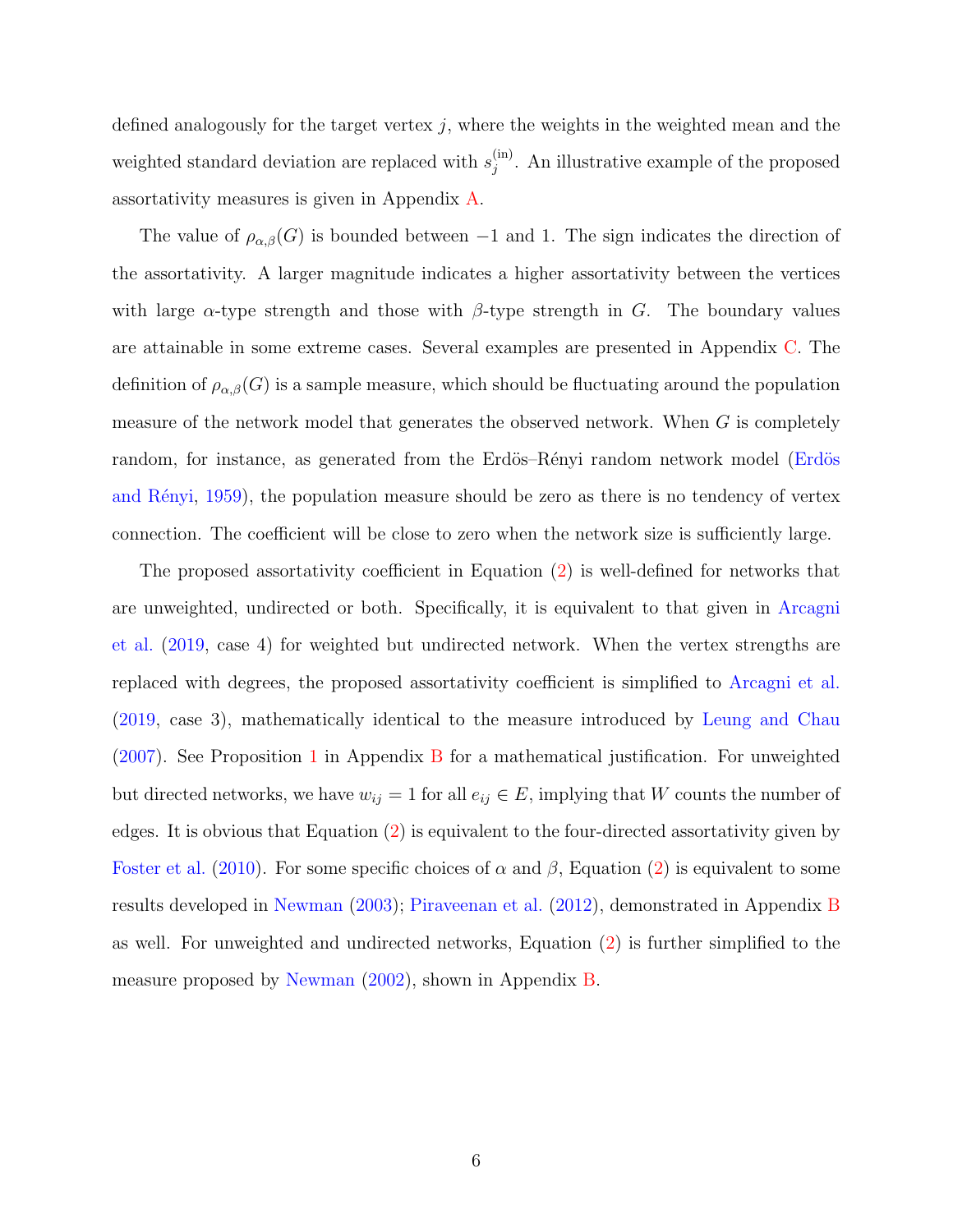defined analogously for the target vertex $j$, where the weights in the weighted mean and the weighted standard deviation are replaced with $s_j^{(\text{in})}$. An illustrative example of the proposed assortativity measures is given in Appendix A.

The value of $\rho_{\alpha,\beta}(G)$ is bounded between $-1$ and 1. The sign indicates the direction of the assortativity. A larger magnitude indicates a higher assortativity between the vertices with large $\alpha$-type strength and those with $\beta$-type strength in $G$. The boundary values are attainable in some extreme cases. Several examples are presented in Appendix C. The definition of $\rho_{\alpha,\beta}(G)$ is a sample measure, which should be fluctuating around the population measure of the network model that generates the observed network. When $G$ is completely random, for instance, as generated from the Erdös–Rényi random network model (Erdös and Rényi, 1959), the population measure should be zero as there is no tendency of vertex connection. The coefficient will be close to zero when the network size is sufficiently large.

The proposed assortativity coefficient in Equation (2) is well-defined for networks that are unweighted, undirected or both. Specifically, it is equivalent to that given in Arcagni et al. (2019, case 4) for weighted but undirected network. When the vertex strengths are replaced with degrees, the proposed assortativity coefficient is simplified to Arcagni et al. (2019, case 3), mathematically identical to the measure introduced by Leung and Chau (2007). See Proposition 1 in Appendix B for a mathematical justification. For unweighted but directed networks, we have $w_{ij} = 1$ for all $e_{ij} \in E$, implying that $W$ counts the number of edges. It is obvious that Equation (2) is equivalent to the four-directed assortativity given by Foster et al. (2010). For some specific choices of $\alpha$ and $\beta$, Equation (2) is equivalent to some results developed in Newman (2003); Piraveenan et al. (2012), demonstrated in Appendix B as well. For unweighted and undirected networks, Equation (2) is further simplified to the measure proposed by Newman (2002), shown in Appendix B.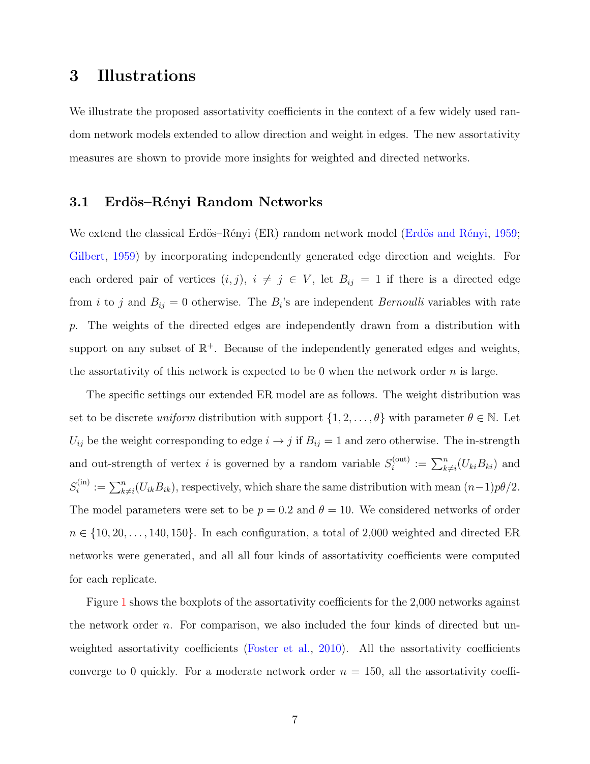# 3 Illustrations

We illustrate the proposed assortativity coefficients in the context of a few widely used random network models extended to allow direction and weight in edges. The new assortativity measures are shown to provide more insights for weighted and directed networks.

## 3.1 Erdös–Rényi Random Networks

We extend the classical Erdös–Rényi (ER) random network model (Erdös and Rényi, 1959; Gilbert, 1959) by incorporating independently generated edge direction and weights. For each ordered pair of vertices $(i, j)$, $i \neq j \in V$, let $B_{ij} = 1$ if there is a directed edge from $i$ to $j$ and $B_{ij} = 0$ otherwise. The $B_i$'s are independent *Bernoulli* variables with rate $p$. The weights of the directed edges are independently drawn from a distribution with support on any subset of $\mathbb{R}^+$. Because of the independently generated edges and weights, the assortativity of this network is expected to be 0 when the network order $n$ is large.

The specific settings our extended ER model are as follows. The weight distribution was set to be discrete *uniform* distribution with support $\{1, 2, \ldots, \theta\}$ with parameter $\theta \in \mathbb{N}$. Let $U_{ij}$ be the weight corresponding to edge $i \to j$ if $B_{ij} = 1$ and zero otherwise. The in-strength and out-strength of vertex $i$ is governed by a random variable $S_i^{(\text{out})} := \sum_{k \neq i}^{n} (U_{ki} B_{ki})$ and $S_i^{(\text{in})} := \sum_{k \neq i}^{n} (U_{ik} B_{ik})$, respectively, which share the same distribution with mean $(n-1)p\theta/2$. The model parameters were set to be $p = 0.2$ and $\theta = 10$. We considered networks of order $n \in \{10, 20, \ldots, 140, 150\}$. In each configuration, a total of 2,000 weighted and directed ER networks were generated, and all all four kinds of assortativity coefficients were computed for each replicate.

Figure 1 shows the boxplots of the assortativity coefficients for the 2,000 networks against the network order $n$. For comparison, we also included the four kinds of directed but unweighted assortativity coefficients (Foster et al., 2010). All the assortativity coefficients converge to 0 quickly. For a moderate network order $n = 150$, all the assortativity coeffi-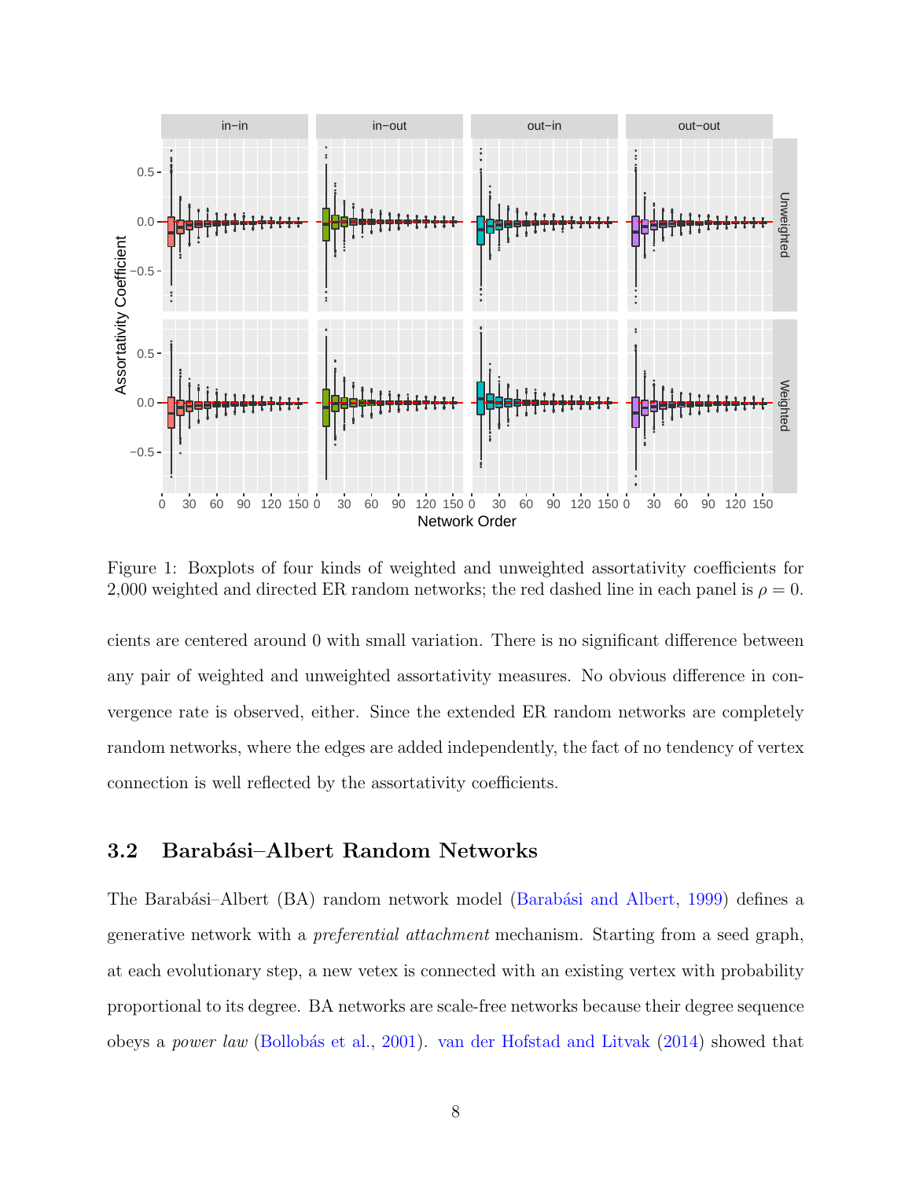Figure 1: Boxplots of four kinds of weighted and unweighted assortativity coefficients for 2,000 weighted and directed ER random networks; the red dashed line in each panel is $\rho = 0$.

cients are centered around 0 with small variation. There is no significant difference between any pair of weighted and unweighted assortativity measures. No obvious difference in convergence rate is observed, either. Since the extended ER random networks are completely random networks, where the edges are added independently, the fact of no tendency of vertex connection is well reflected by the assortativity coefficients.

### 3.2 Barabási–Albert Random Networks

The Barabási–Albert (BA) random network model (Barabási and Albert, 1999) defines a generative network with a *preferential attachment* mechanism. Starting from a seed graph, at each evolutionary step, a new vetex is connected with an existing vertex with probability proportional to its degree. BA networks are scale-free networks because their degree sequence obeys a *power law* (Bollobás et al., 2001). van der Hofstad and Litvak (2014) showed that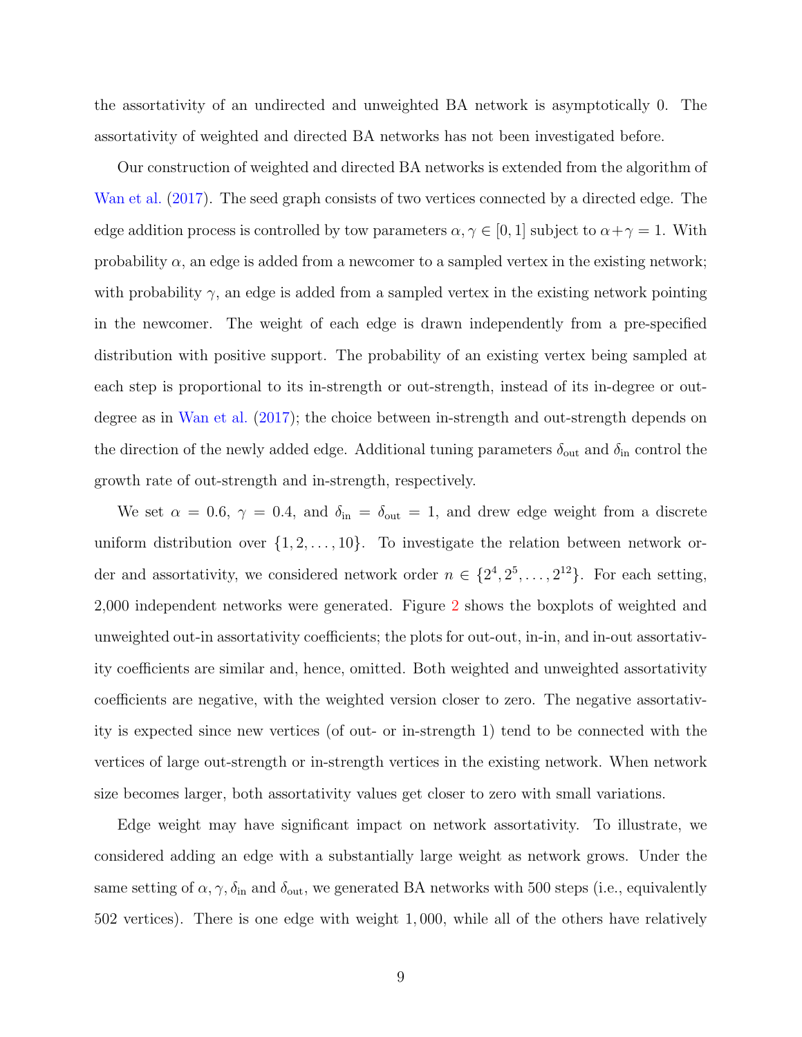the assortativity of an undirected and unweighted BA network is asymptotically 0. The assortativity of weighted and directed BA networks has not been investigated before.

Our construction of weighted and directed BA networks is extended from the algorithm of Wan et al. (2017). The seed graph consists of two vertices connected by a directed edge. The edge addition process is controlled by tow parameters $\alpha, \gamma \in [0, 1]$ subject to $\alpha + \gamma = 1$. With probability $\alpha$, an edge is added from a newcomer to a sampled vertex in the existing network; with probability $\gamma$, an edge is added from a sampled vertex in the existing network pointing in the newcomer. The weight of each edge is drawn independently from a pre-specified distribution with positive support. The probability of an existing vertex being sampled at each step is proportional to its in-strength or out-strength, instead of its in-degree or out-degree as in Wan et al. (2017); the choice between in-strength and out-strength depends on the direction of the newly added edge. Additional tuning parameters $\delta_{\text{out}}$ and $\delta_{\text{in}}$ control the growth rate of out-strength and in-strength, respectively.

We set $\alpha = 0.6$, $\gamma = 0.4$, and $\delta_{\text{in}} = \delta_{\text{out}} = 1$, and drew edge weight from a discrete uniform distribution over $\{1, 2, \ldots, 10\}$. To investigate the relation between network order and assortativity, we considered network order $n \in \{2^4, 2^5, \ldots, 2^{12}\}$. For each setting, 2,000 independent networks were generated. Figure 2 shows the boxplots of weighted and unweighted out-in assortativity coefficients; the plots for out-out, in-in, and in-out assortativity coefficients are similar and, hence, omitted. Both weighted and unweighted assortativity coefficients are negative, with the weighted version closer to zero. The negative assortativity is expected since new vertices (of out- or in-strength 1) tend to be connected with the vertices of large out-strength or in-strength vertices in the existing network. When network size becomes larger, both assortativity values get closer to zero with small variations.

Edge weight may have significant impact on network assortativity. To illustrate, we considered adding an edge with a substantially large weight as network grows. Under the same setting of $\alpha, \gamma, \delta_{\text{in}}$ and $\delta_{\text{out}}$, we generated BA networks with 500 steps (i.e., equivalently 502 vertices). There is one edge with weight $1,000$, while all of the others have relatively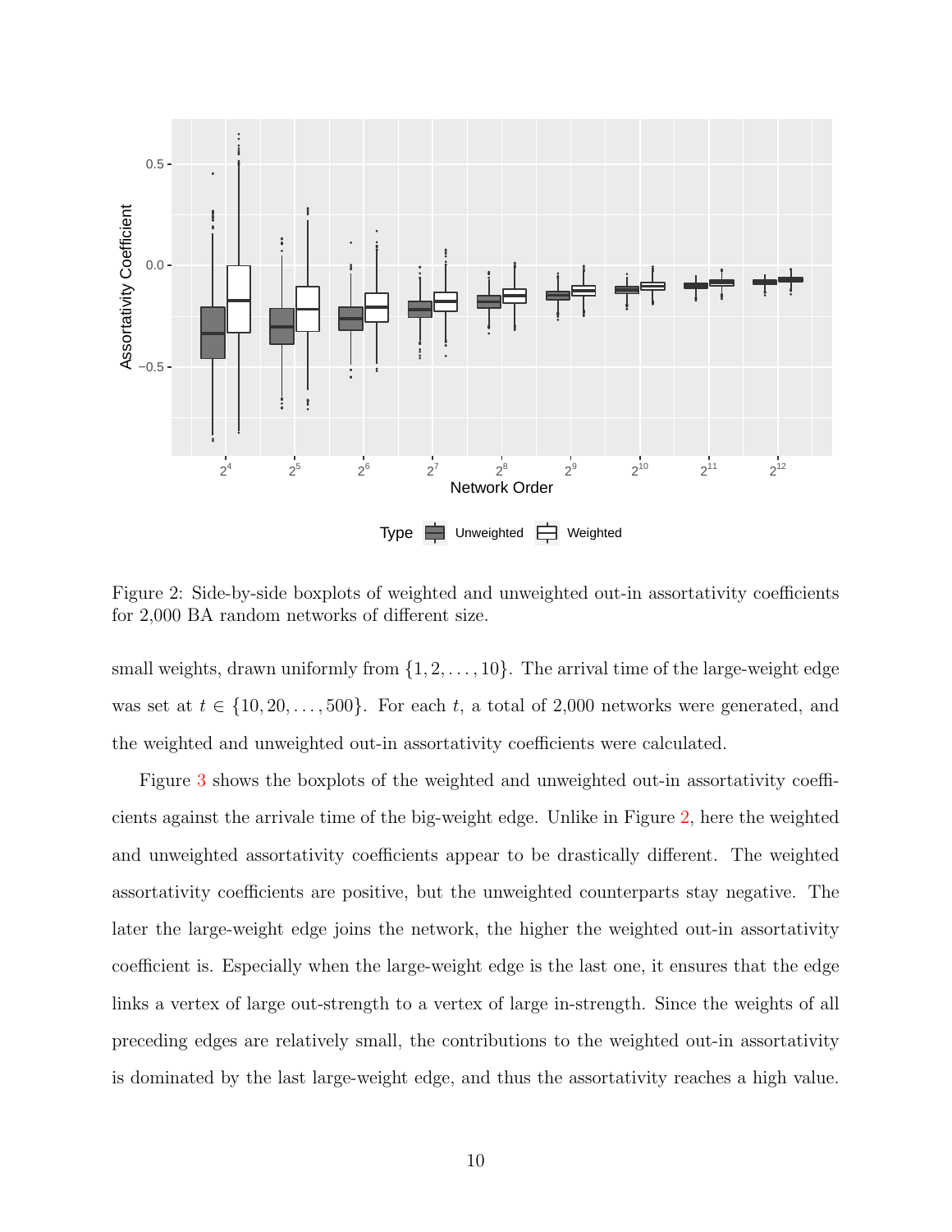Figure 2: Side-by-side boxplots of weighted and unweighted out-in assortativity coefficients for 2,000 BA random networks of different size.

small weights, drawn uniformly from $\{1, 2, \dots, 10\}$. The arrival time of the large-weight edge was set at $t \in \{10, 20, \dots, 500\}$. For each $t$, a total of 2,000 networks were generated, and the weighted and unweighted out-in assortativity coefficients were calculated.

Figure 3 shows the boxplots of the weighted and unweighted out-in assortativity coefficients against the arrivale time of the big-weight edge. Unlike in Figure 2, here the weighted and unweighted assortativity coefficients appear to be drastically different. The weighted assortativity coefficients are positive, but the unweighted counterparts stay negative. The later the large-weight edge joins the network, the higher the weighted out-in assortativity coefficient is. Especially when the large-weight edge is the last one, it ensures that the edge links a vertex of large out-strength to a vertex of large in-strength. Since the weights of all preceding edges are relatively small, the contributions to the weighted out-in assortativity is dominated by the last large-weight edge, and thus the assortativity reaches a high value.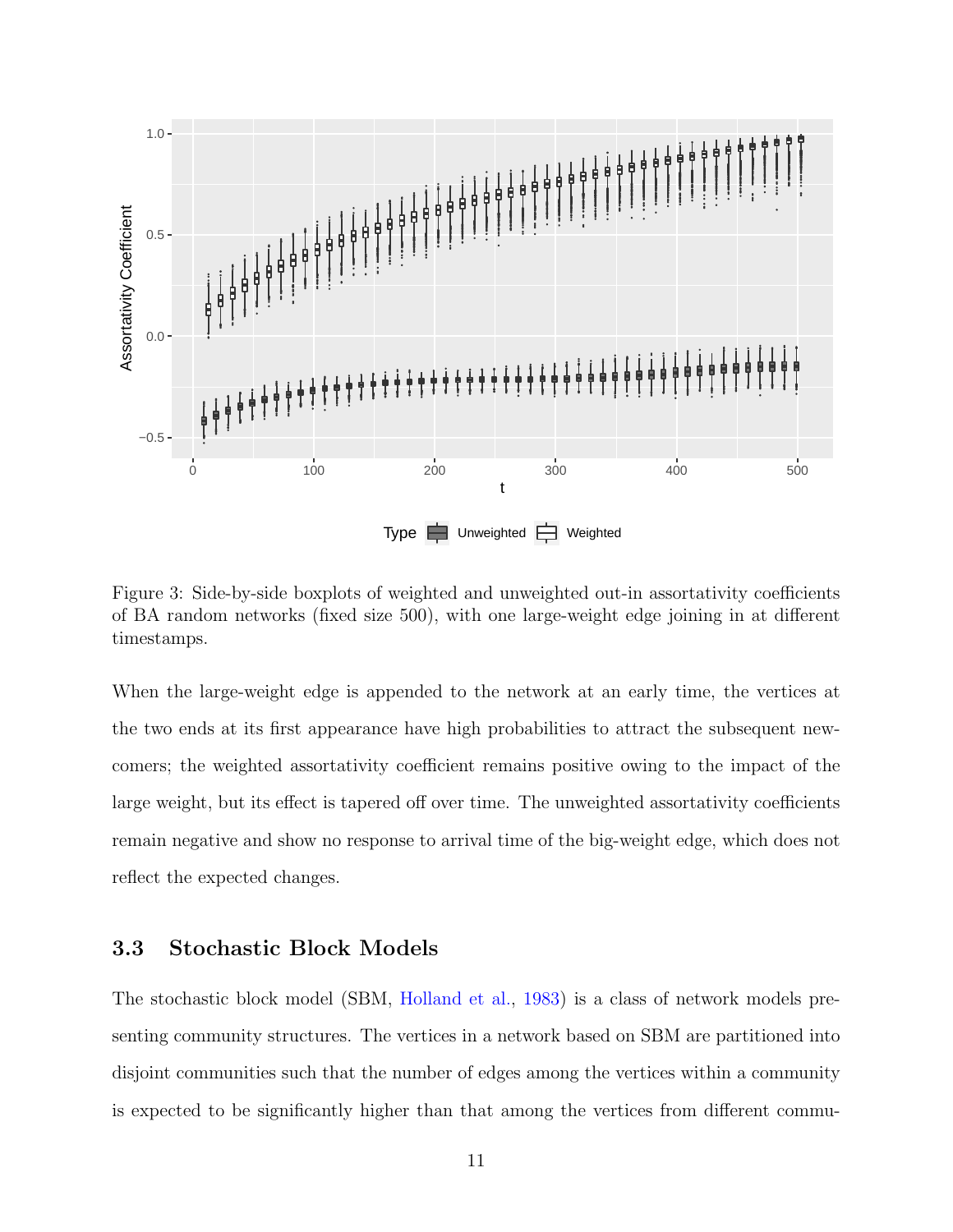Figure 3: Side-by-side boxplots of weighted and unweighted out-in assortativity coefficients of BA random networks (fixed size 500), with one large-weight edge joining in at different timestamps.

When the large-weight edge is appended to the network at an early time, the vertices at the two ends at its first appearance have high probabilities to attract the subsequent newcomers; the weighted assortativity coefficient remains positive owing to the impact of the large weight, but its effect is tapered off over time. The unweighted assortativity coefficients remain negative and show no response to arrival time of the big-weight edge, which does not reflect the expected changes.

## 3.3 Stochastic Block Models

The stochastic block model (SBM, Holland et al., 1983) is a class of network models presenting community structures. The vertices in a network based on SBM are partitioned into disjoint communities such that the number of edges among the vertices within a community is expected to be significantly higher than that among the vertices from different commu-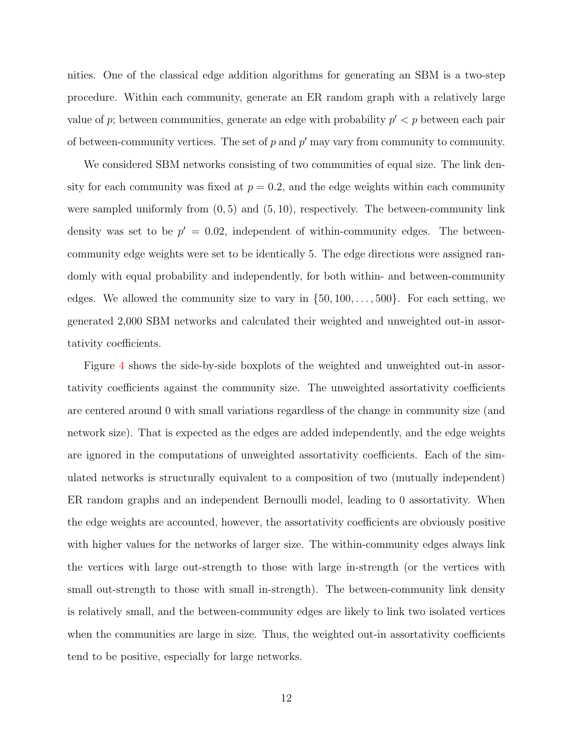nities. One of the classical edge addition algorithms for generating an SBM is a two-step procedure. Within each community, generate an ER random graph with a relatively large value of $p$; between communities, generate an edge with probability $p' < p$ between each pair of between-community vertices. The set of $p$ and $p'$ may vary from community to community.

We considered SBM networks consisting of two communities of equal size. The link density for each community was fixed at $p = 0.2$, and the edge weights within each community were sampled uniformly from $(0, 5)$ and $(5, 10)$, respectively. The between-community link density was set to be $p' = 0.02$, independent of within-community edges. The between-community edge weights were set to be identically 5. The edge directions were assigned randomly with equal probability and independently, for both within- and between-community edges. We allowed the community size to vary in $\{50, 100, \ldots, 500\}$. For each setting, we generated 2,000 SBM networks and calculated their weighted and unweighted out-in assortativity coefficients.

Figure 4 shows the side-by-side boxplots of the weighted and unweighted out-in assortativity coefficients against the community size. The unweighted assortativity coefficients are centered around 0 with small variations regardless of the change in community size (and network size). That is expected as the edges are added independently, and the edge weights are ignored in the computations of unweighted assortativity coefficients. Each of the simulated networks is structurally equivalent to a composition of two (mutually independent) ER random graphs and an independent Bernoulli model, leading to 0 assortativity. When the edge weights are accounted, however, the assortativity coefficients are obviously positive with higher values for the networks of larger size. The within-community edges always link the vertices with large out-strength to those with large in-strength (or the vertices with small out-strength to those with small in-strength). The between-community link density is relatively small, and the between-community edges are likely to link two isolated vertices when the communities are large in size. Thus, the weighted out-in assortativity coefficients tend to be positive, especially for large networks.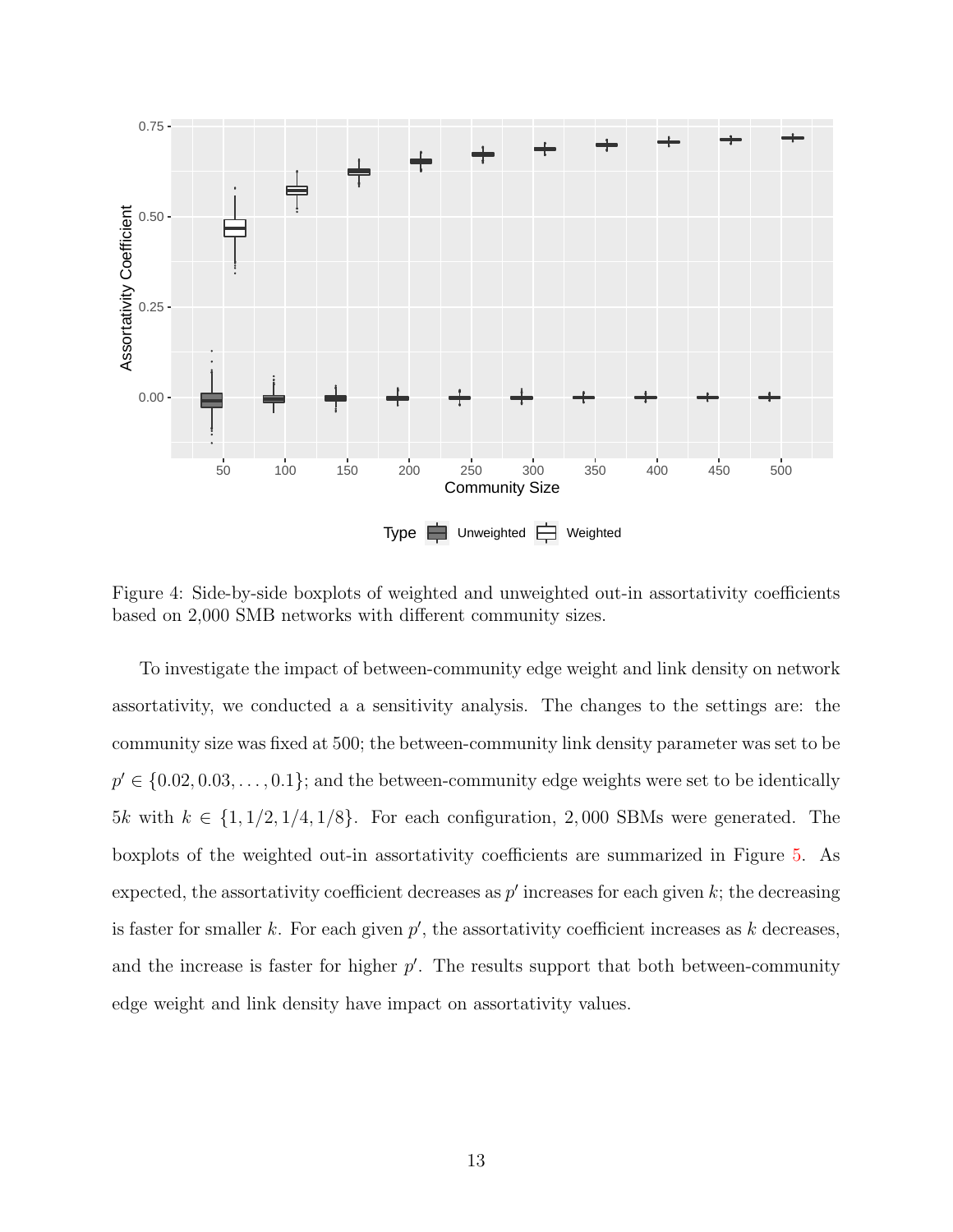Figure 4: Side-by-side boxplots of weighted and unweighted out-in assortativity coefficients based on 2,000 SMB networks with different community sizes.

To investigate the impact of between-community edge weight and link density on network assortativity, we conducted a a sensitivity analysis. The changes to the settings are: the community size was fixed at 500; the between-community link density parameter was set to be $p' \in \{0.02, 0.03, \ldots, 0.1\}$; and the between-community edge weights were set to be identically $5k$ with $k \in \{1, 1/2, 1/4, 1/8\}$. For each configuration, 2,000 SBMs were generated. The boxplots of the weighted out-in assortativity coefficients are summarized in Figure 5. As expected, the assortativity coefficient decreases as $p'$ increases for each given $k$; the decreasing is faster for smaller $k$. For each given $p'$, the assortativity coefficient increases as $k$ decreases, and the increase is faster for higher $p'$. The results support that both between-community edge weight and link density have impact on assortativity values.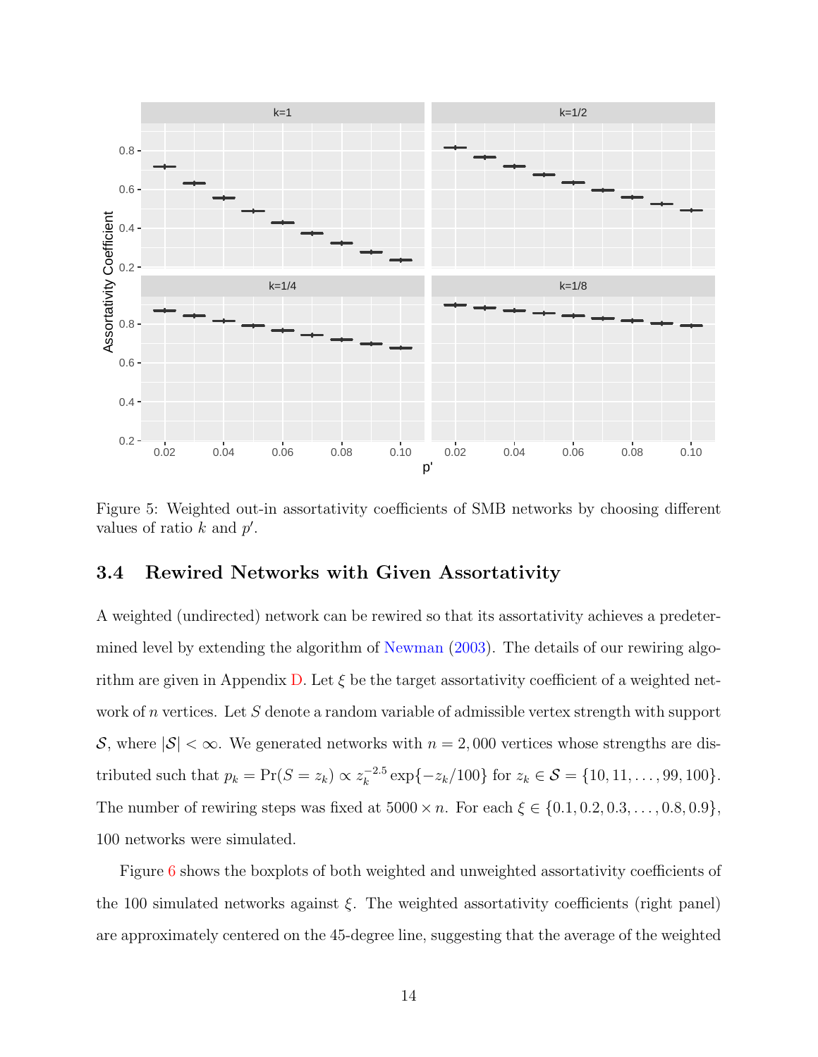Figure 5: Weighted out-in assortativity coefficients of SMB networks by choosing different values of ratio $k$ and $p'$.

### 3.4 Rewired Networks with Given Assortativity

A weighted (undirected) network can be rewired so that its assortativity achieves a predetermined level by extending the algorithm of Newman (2003). The details of our rewiring algorithm are given in Appendix D. Let $\xi$ be the target assortativity coefficient of a weighted network of $n$ vertices. Let $S$ denote a random variable of admissible vertex strength with support $\mathcal{S}$, where $|\mathcal{S}| < \infty$. We generated networks with $n = 2,000$ vertices whose strengths are distributed such that $p_k = \Pr(S = z_k) \propto z_k^{-2.5} \exp\{-z_k/100\}$ for $z_k \in \mathcal{S} = \{10, 11, \ldots, 99, 100\}$. The number of rewiring steps was fixed at $5000 \times n$. For each $\xi \in \{0.1, 0.2, 0.3, \ldots, 0.8, 0.9\}$, 100 networks were simulated.

Figure 6 shows the boxplots of both weighted and unweighted assortativity coefficients of the 100 simulated networks against $\xi$. The weighted assortativity coefficients (right panel) are approximately centered on the 45-degree line, suggesting that the average of the weighted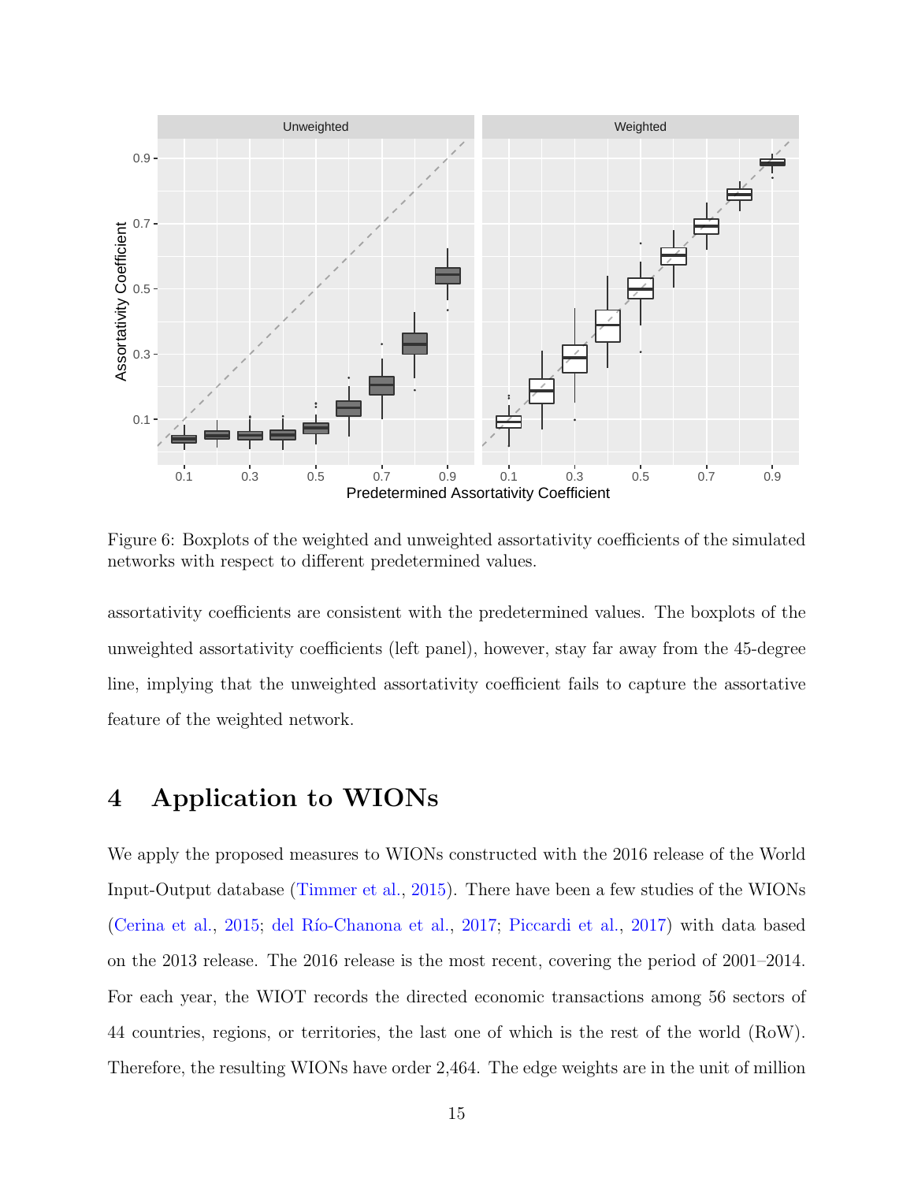Figure 6: Boxplots of the weighted and unweighted assortativity coefficients of the simulated networks with respect to different predetermined values.

assortativity coefficients are consistent with the predetermined values. The boxplots of the unweighted assortativity coefficients (left panel), however, stay far away from the 45-degree line, implying that the unweighted assortativity coefficient fails to capture the assortative feature of the weighted network.

# 4 Application to WIONs

We apply the proposed measures to WIONs constructed with the 2016 release of the World Input-Output database (Timmer et al., 2015). There have been a few studies of the WIONs (Cerina et al., 2015; del Río-Chanona et al., 2017; Piccardi et al., 2017) with data based on the 2013 release. The 2016 release is the most recent, covering the period of 2001–2014. For each year, the WIOT records the directed economic transactions among 56 sectors of 44 countries, regions, or territories, the last one of which is the rest of the world (RoW). Therefore, the resulting WIONs have order 2,464. The edge weights are in the unit of million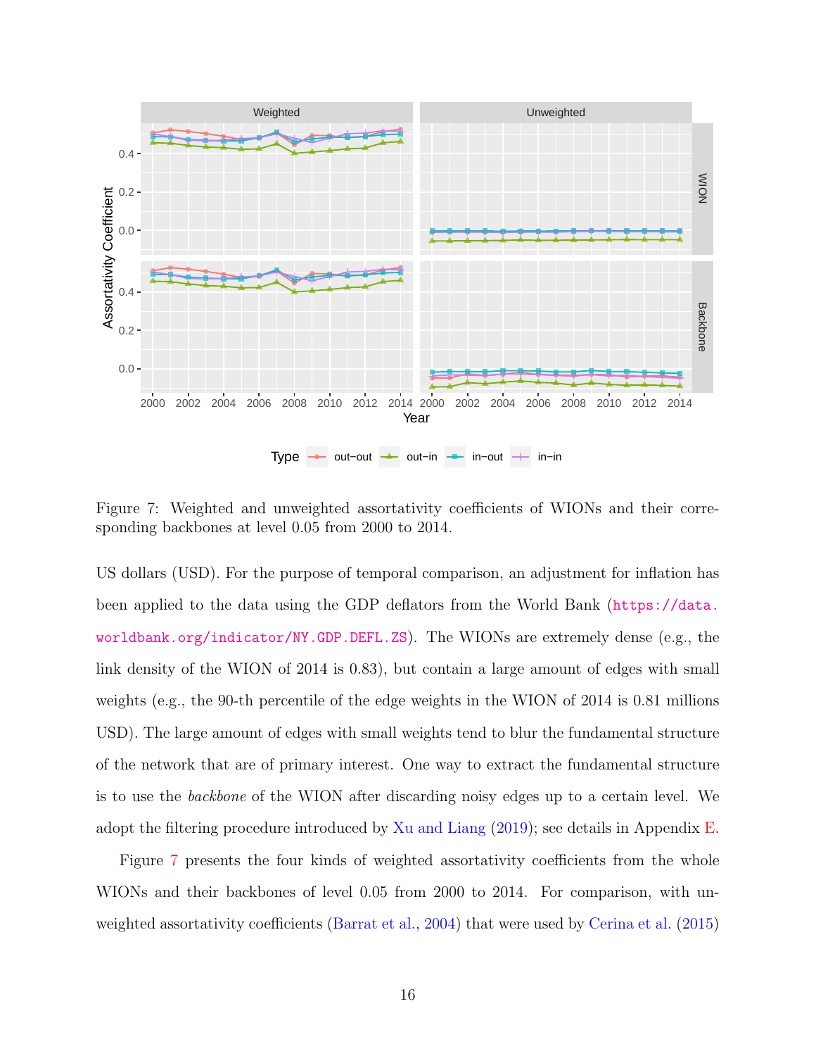Figure 7: Weighted and unweighted assortativity coefficients of WIONs and their corresponding backbones at level 0.05 from 2000 to 2014.

US dollars (USD). For the purpose of temporal comparison, an adjustment for inflation has been applied to the data using the GDP deflators from the World Bank (https://data.worldbank.org/indicator/NY.GDP.DEFL.ZS). The WIONs are extremely dense (e.g., the link density of the WION of 2014 is 0.83), but contain a large amount of edges with small weights (e.g., the 90-th percentile of the edge weights in the WION of 2014 is 0.81 millions USD). The large amount of edges with small weights tend to blur the fundamental structure of the network that are of primary interest. One way to extract the fundamental structure is to use the *backbone* of the WION after discarding noisy edges up to a certain level. We adopt the filtering procedure introduced by Xu and Liang (2019); see details in Appendix E.

Figure 7 presents the four kinds of weighted assortativity coefficients from the whole WIONs and their backbones of level 0.05 from 2000 to 2014. For comparison, with unweighted assortativity coefficients (Barrat et al., 2004) that were used by Cerina et al. (2015)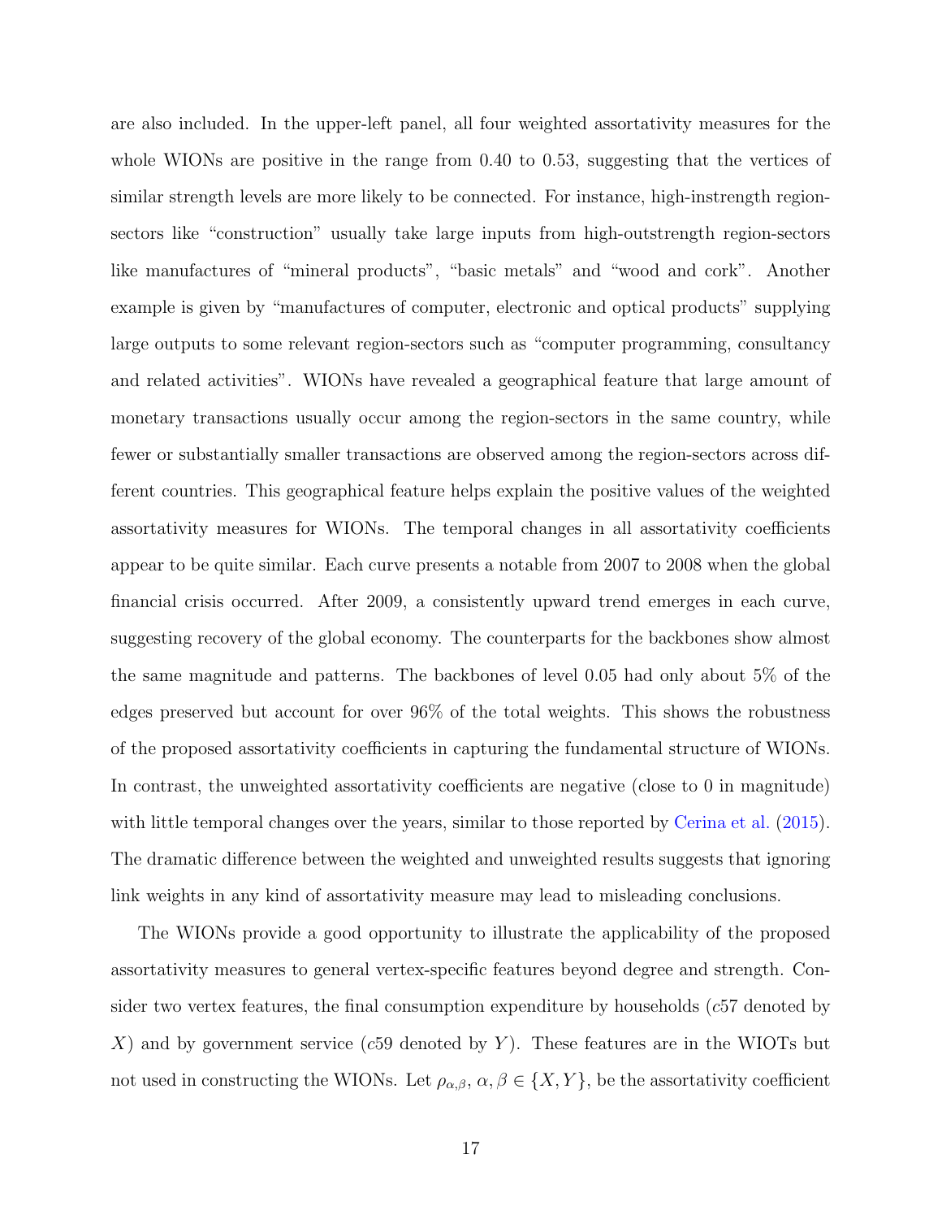are also included. In the upper-left panel, all four weighted assortativity measures for the whole WIONs are positive in the range from 0.40 to 0.53, suggesting that the vertices of similar strength levels are more likely to be connected. For instance, high-instrength region-sectors like "construction" usually take large inputs from high-outstrength region-sectors like manufactures of "mineral products", "basic metals" and "wood and cork". Another example is given by "manufactures of computer, electronic and optical products" supplying large outputs to some relevant region-sectors such as "computer programming, consultancy and related activities". WIONs have revealed a geographical feature that large amount of monetary transactions usually occur among the region-sectors in the same country, while fewer or substantially smaller transactions are observed among the region-sectors across different countries. This geographical feature helps explain the positive values of the weighted assortativity measures for WIONs. The temporal changes in all assortativity coefficients appear to be quite similar. Each curve presents a notable from 2007 to 2008 when the global financial crisis occurred. After 2009, a consistently upward trend emerges in each curve, suggesting recovery of the global economy. The counterparts for the backbones show almost the same magnitude and patterns. The backbones of level 0.05 had only about 5% of the edges preserved but account for over 96% of the total weights. This shows the robustness of the proposed assortativity coefficients in capturing the fundamental structure of WIONs. In contrast, the unweighted assortativity coefficients are negative (close to 0 in magnitude) with little temporal changes over the years, similar to those reported by Cerina et al. (2015). The dramatic difference between the weighted and unweighted results suggests that ignoring link weights in any kind of assortativity measure may lead to misleading conclusions.

The WIONs provide a good opportunity to illustrate the applicability of the proposed assortativity measures to general vertex-specific features beyond degree and strength. Consider two vertex features, the final consumption expenditure by households ($c57$ denoted by $X$) and by government service ($c59$ denoted by $Y$). These features are in the WIOTs but not used in constructing the WIONs. Let $\rho_{\alpha,\beta}$, $\alpha, \beta \in \{X, Y\}$, be the assortativity coefficient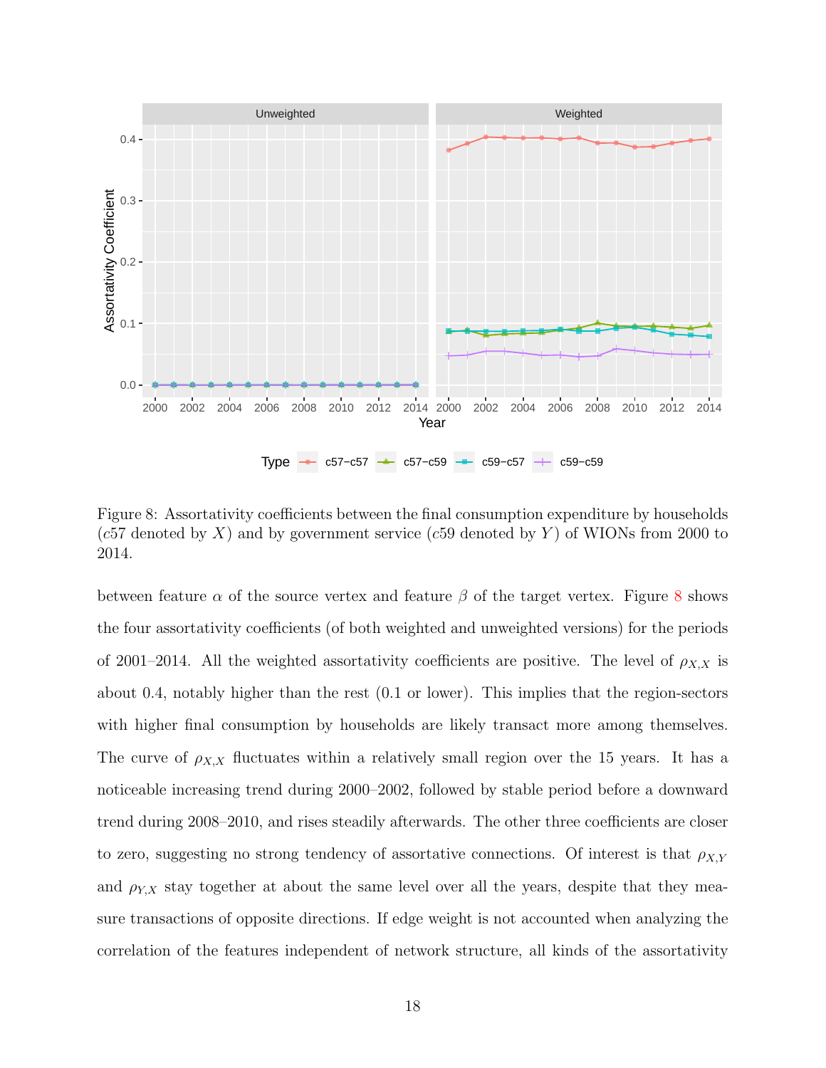Figure 8: Assortativity coefficients between the final consumption expenditure by households ($c57$ denoted by $X$) and by government service ($c59$ denoted by $Y$) of WIONs from 2000 to 2014.

between feature $\alpha$ of the source vertex and feature $\beta$ of the target vertex. Figure 8 shows the four assortativity coefficients (of both weighted and unweighted versions) for the periods of 2001–2014. All the weighted assortativity coefficients are positive. The level of $\rho_{X,X}$ is about 0.4, notably higher than the rest (0.1 or lower). This implies that the region-sectors with higher final consumption by households are likely transact more among themselves. The curve of $\rho_{X,X}$ fluctuates within a relatively small region over the 15 years. It has a noticeable increasing trend during 2000–2002, followed by stable period before a downward trend during 2008–2010, and rises steadily afterwards. The other three coefficients are closer to zero, suggesting no strong tendency of assortative connections. Of interest is that $\rho_{X,Y}$ and $\rho_{Y,X}$ stay together at about the same level over all the years, despite that they measure transactions of opposite directions. If edge weight is not accounted when analyzing the correlation of the features independent of network structure, all kinds of the assortativity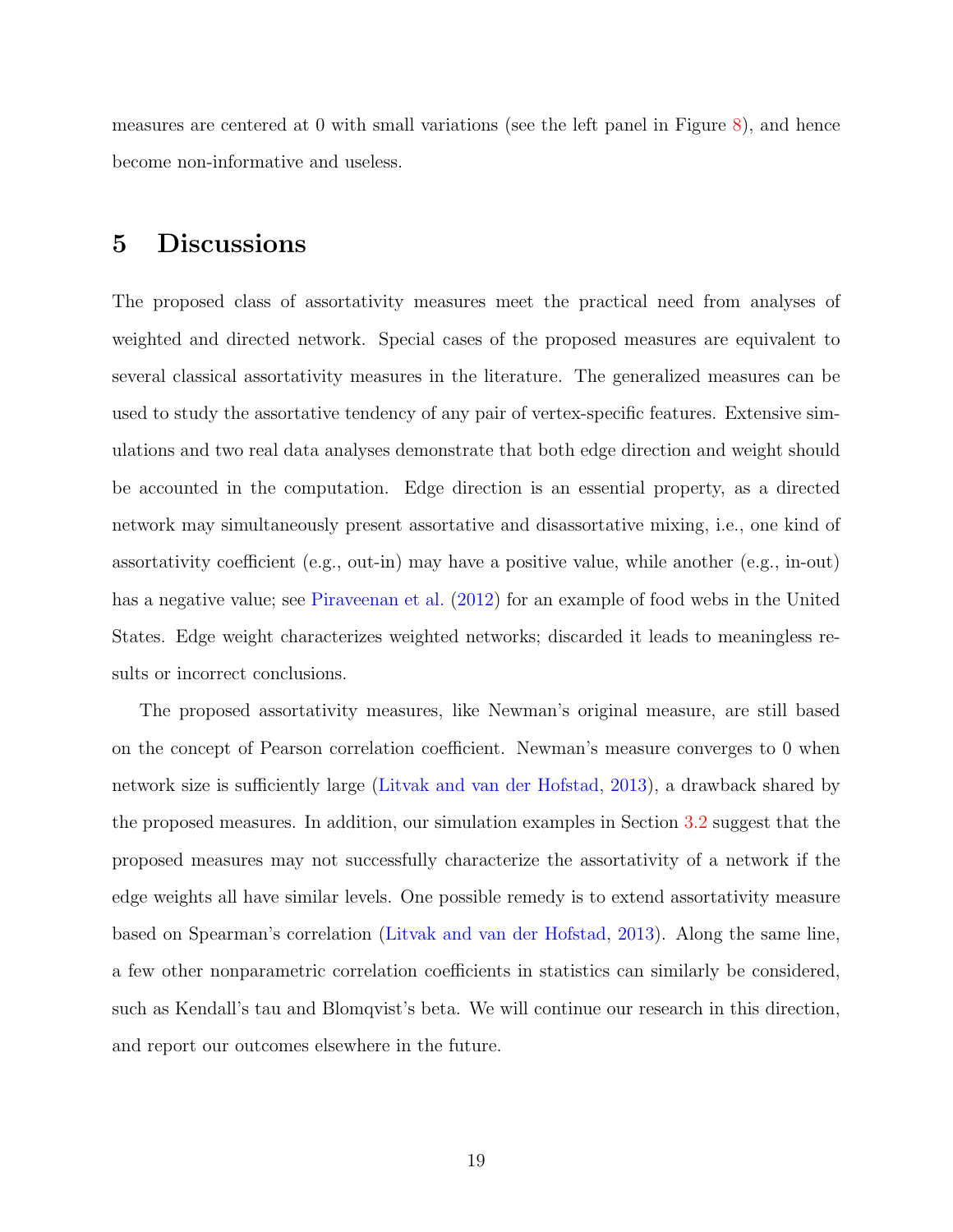measures are centered at 0 with small variations (see the left panel in Figure 8), and hence become non-informative and useless.

## 5 Discussions

The proposed class of assortativity measures meet the practical need from analyses of weighted and directed network. Special cases of the proposed measures are equivalent to several classical assortativity measures in the literature. The generalized measures can be used to study the assortative tendency of any pair of vertex-specific features. Extensive simulations and two real data analyses demonstrate that both edge direction and weight should be accounted in the computation. Edge direction is an essential property, as a directed network may simultaneously present assortative and disassortative mixing, i.e., one kind of assortativity coefficient (e.g., out-in) may have a positive value, while another (e.g., in-out) has a negative value; see Piraveenan et al. (2012) for an example of food webs in the United States. Edge weight characterizes weighted networks; discarded it leads to meaningless results or incorrect conclusions.

The proposed assortativity measures, like Newman's original measure, are still based on the concept of Pearson correlation coefficient. Newman's measure converges to 0 when network size is sufficiently large (Litvak and van der Hofstad, 2013), a drawback shared by the proposed measures. In addition, our simulation examples in Section 3.2 suggest that the proposed measures may not successfully characterize the assortativity of a network if the edge weights all have similar levels. One possible remedy is to extend assortativity measure based on Spearman's correlation (Litvak and van der Hofstad, 2013). Along the same line, a few other nonparametric correlation coefficients in statistics can similarly be considered, such as Kendall's tau and Blomqvist's beta. We will continue our research in this direction, and report our outcomes elsewhere in the future.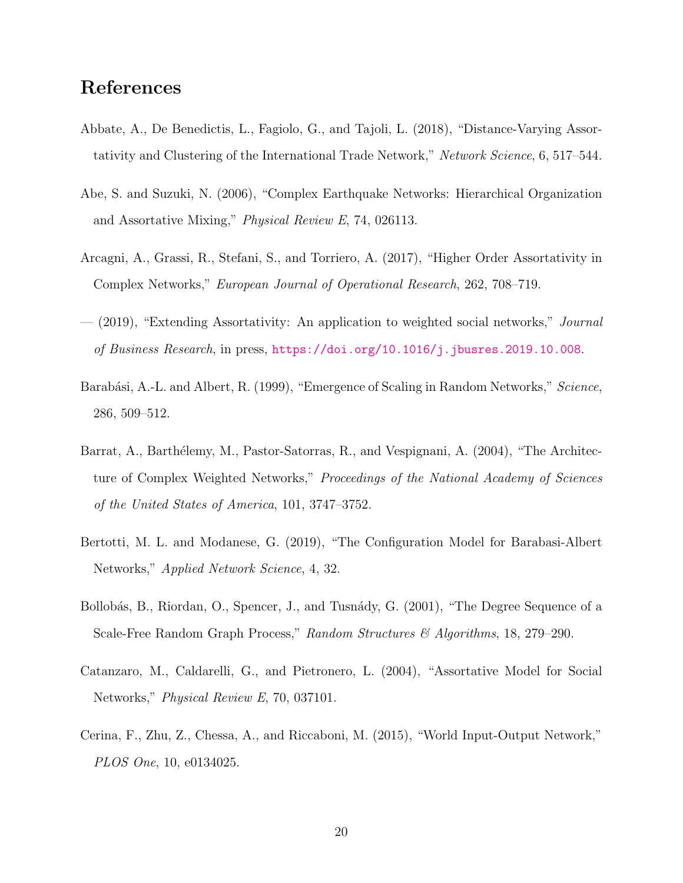# References

Abbate, A., De Benedictis, L., Fagiolo, G., and Tajoli, L. (2018), "Distance-Varying Assortativity and Clustering of the International Trade Network," *Network Science*, 6, 517–544.

Abe, S. and Suzuki, N. (2006), "Complex Earthquake Networks: Hierarchical Organization and Assortative Mixing," *Physical Review E*, 74, 026113.

Arcagni, A., Grassi, R., Stefani, S., and Torriero, A. (2017), "Higher Order Assortativity in Complex Networks," *European Journal of Operational Research*, 262, 708–719.

— (2019), "Extending Assortativity: An application to weighted social networks," *Journal of Business Research*, in press, https://doi.org/10.1016/j.jbusres.2019.10.008.

Barabási, A.-L. and Albert, R. (1999), "Emergence of Scaling in Random Networks," *Science*, 286, 509–512.

Barrat, A., Barthélemy, M., Pastor-Satorras, R., and Vespignani, A. (2004), "The Architecture of Complex Weighted Networks," *Proceedings of the National Academy of Sciences of the United States of America*, 101, 3747–3752.

Bertotti, M. L. and Modanese, G. (2019), "The Configuration Model for Barabasi-Albert Networks," *Applied Network Science*, 4, 32.

Bollobás, B., Riordan, O., Spencer, J., and Tusnády, G. (2001), "The Degree Sequence of a Scale-Free Random Graph Process," *Random Structures & Algorithms*, 18, 279–290.

Catanzaro, M., Caldarelli, G., and Pietronero, L. (2004), "Assortative Model for Social Networks," *Physical Review E*, 70, 037101.

Cerina, F., Zhu, Z., Chessa, A., and Riccaboni, M. (2015), "World Input-Output Network," *PLOS One*, 10, e0134025.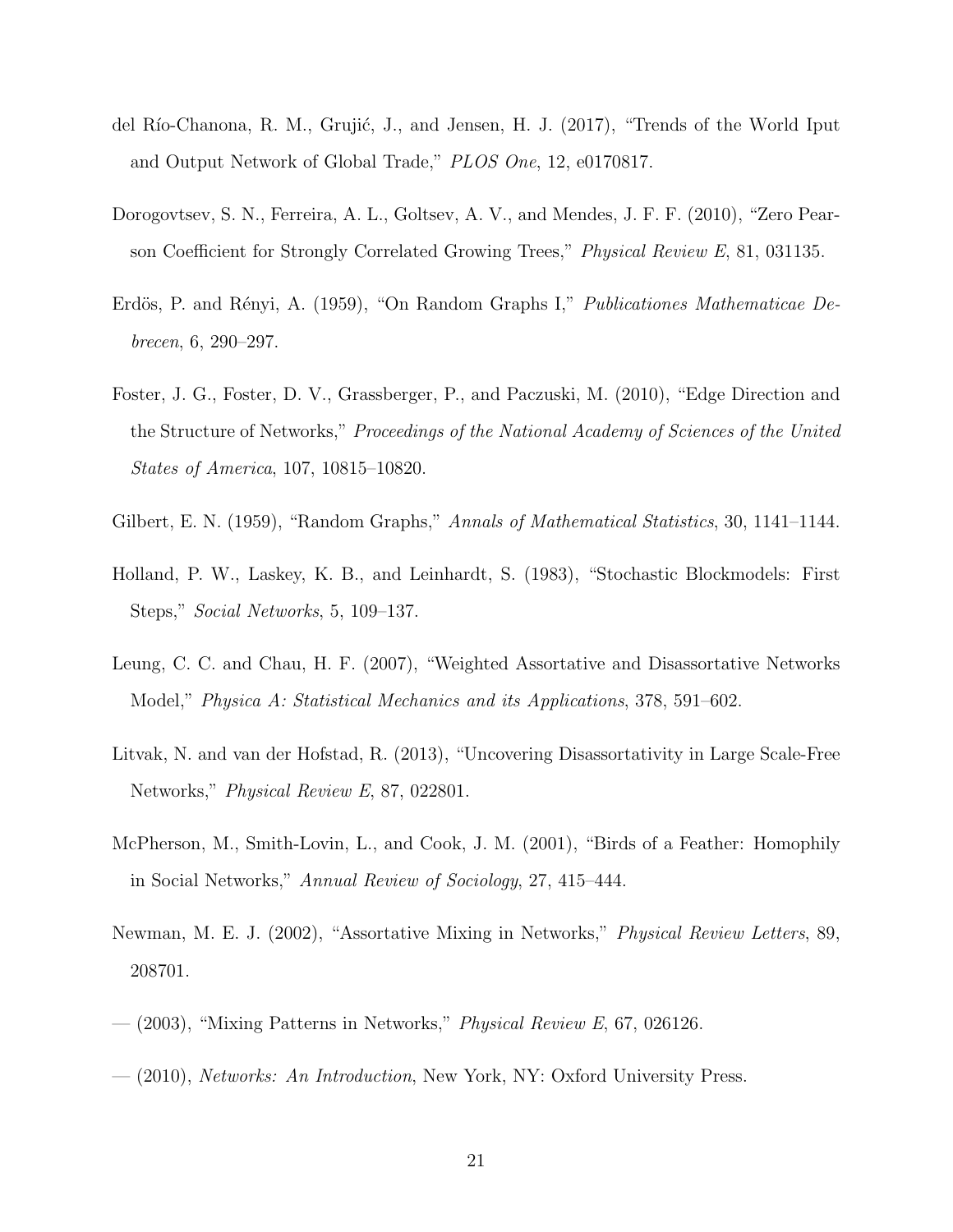del Río-Chanona, R. M., Grujić, J., and Jensen, H. J. (2017), "Trends of the World Iput and Output Network of Global Trade," *PLOS One*, 12, e0170817.

Dorogovtsev, S. N., Ferreira, A. L., Goltsev, A. V., and Mendes, J. F. F. (2010), "Zero Pearson Coefficient for Strongly Correlated Growing Trees," *Physical Review E*, 81, 031135.

Erdös, P. and Rényi, A. (1959), "On Random Graphs I," *Publicationes Mathematicae Debrecen*, 6, 290–297.

Foster, J. G., Foster, D. V., Grassberger, P., and Paczuski, M. (2010), "Edge Direction and the Structure of Networks," *Proceedings of the National Academy of Sciences of the United States of America*, 107, 10815–10820.

Gilbert, E. N. (1959), "Random Graphs," *Annals of Mathematical Statistics*, 30, 1141–1144.

Holland, P. W., Laskey, K. B., and Leinhardt, S. (1983), "Stochastic Blockmodels: First Steps," *Social Networks*, 5, 109–137.

Leung, C. C. and Chau, H. F. (2007), "Weighted Assortative and Disassortative Networks Model," *Physica A: Statistical Mechanics and its Applications*, 378, 591–602.

Litvak, N. and van der Hofstad, R. (2013), "Uncovering Disassortativity in Large Scale-Free Networks," *Physical Review E*, 87, 022801.

McPherson, M., Smith-Lovin, L., and Cook, J. M. (2001), "Birds of a Feather: Homophily in Social Networks," *Annual Review of Sociology*, 27, 415–444.

Newman, M. E. J. (2002), "Assortative Mixing in Networks," *Physical Review Letters*, 89, 208701.

— (2003), "Mixing Patterns in Networks," *Physical Review E*, 67, 026126.

— (2010), *Networks: An Introduction*, New York, NY: Oxford University Press.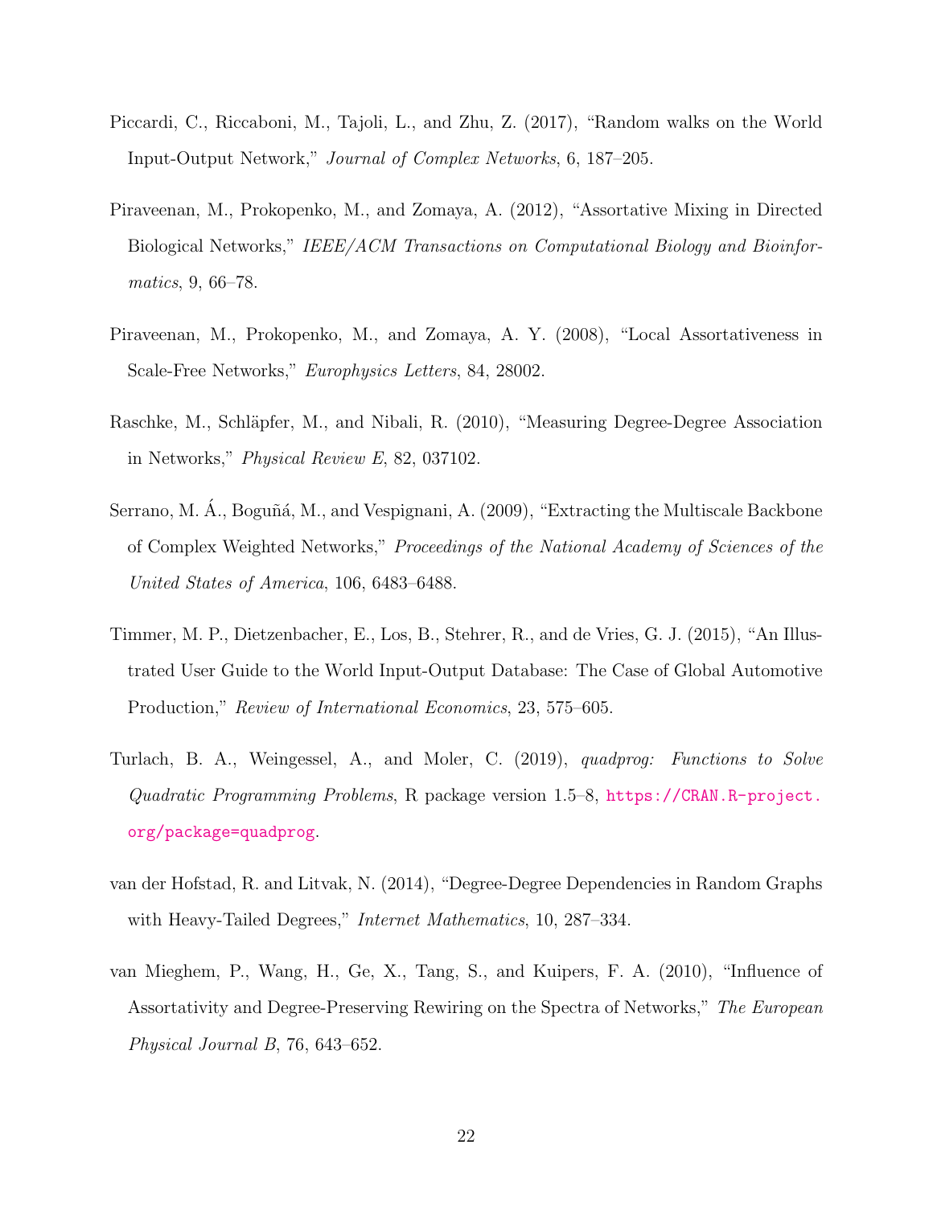Piccardi, C., Riccaboni, M., Tajoli, L., and Zhu, Z. (2017), "Random walks on the World Input-Output Network," *Journal of Complex Networks*, 6, 187–205.

Piraveenan, M., Prokopenko, M., and Zomaya, A. (2012), "Assortative Mixing in Directed Biological Networks," *IEEE/ACM Transactions on Computational Biology and Bioinformatics*, 9, 66–78.

Piraveenan, M., Prokopenko, M., and Zomaya, A. Y. (2008), "Local Assortativeness in Scale-Free Networks," *Europhysics Letters*, 84, 28002.

Raschke, M., Schläpfer, M., and Nibali, R. (2010), "Measuring Degree-Degree Association in Networks," *Physical Review E*, 82, 037102.

Serrano, M. Á., Boguñá, M., and Vespignani, A. (2009), "Extracting the Multiscale Backbone of Complex Weighted Networks," *Proceedings of the National Academy of Sciences of the United States of America*, 106, 6483–6488.

Timmer, M. P., Dietzenbacher, E., Los, B., Stehrer, R., and de Vries, G. J. (2015), "An Illustrated User Guide to the World Input-Output Database: The Case of Global Automotive Production," *Review of International Economics*, 23, 575–605.

Turlach, B. A., Weingessel, A., and Moler, C. (2019), *quadprog: Functions to Solve Quadratic Programming Problems*, R package version 1.5–8, https://CRAN.R-project.org/package=quadprog.

van der Hofstad, R. and Litvak, N. (2014), "Degree-Degree Dependencies in Random Graphs with Heavy-Tailed Degrees," *Internet Mathematics*, 10, 287–334.

van Mieghem, P., Wang, H., Ge, X., Tang, S., and Kuipers, F. A. (2010), "Influence of Assortativity and Degree-Preserving Rewiring on the Spectra of Networks," *The European Physical Journal B*, 76, 643–652.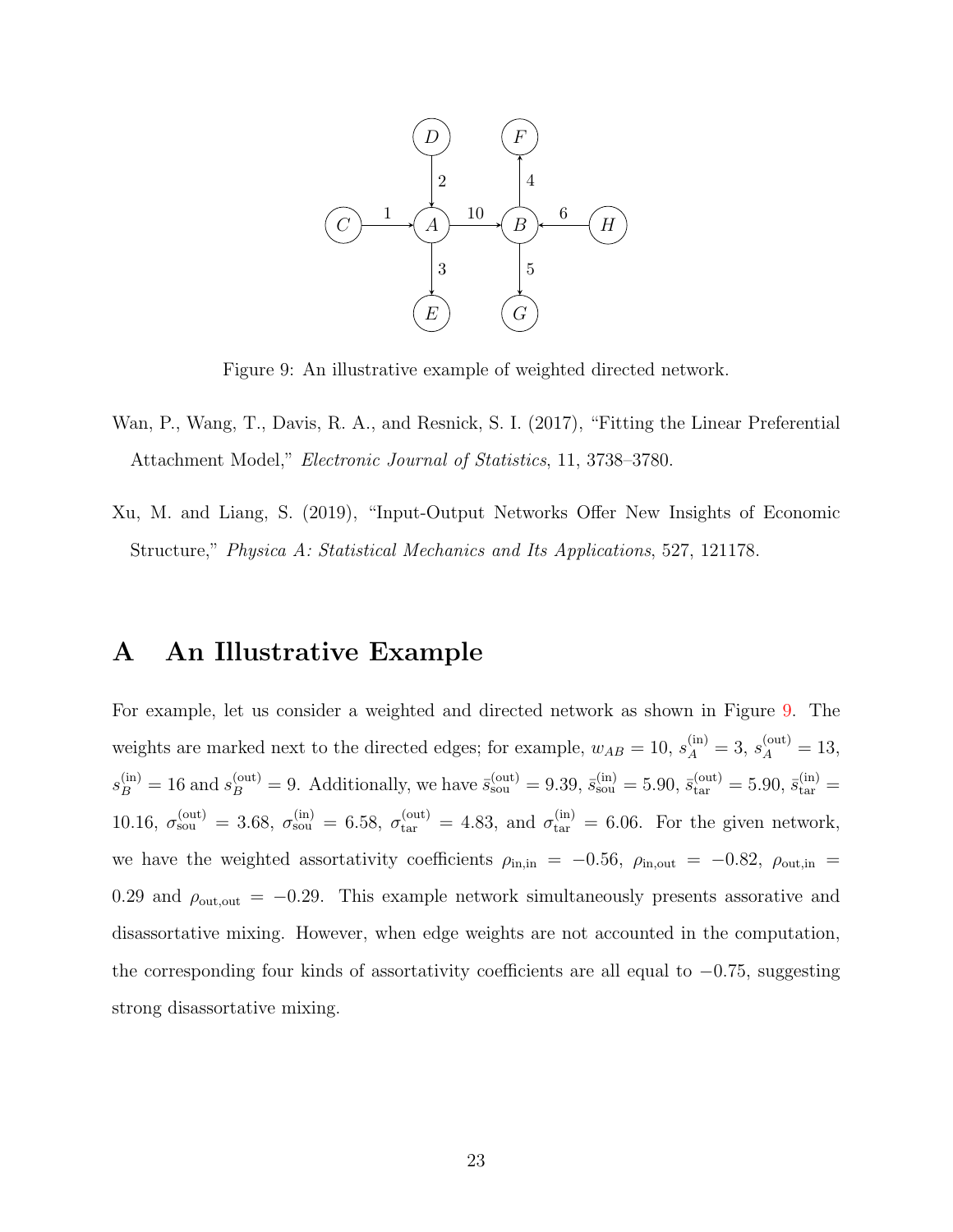Figure 9: An illustrative example of weighted directed network.

Wan, P., Wang, T., Davis, R. A., and Resnick, S. I. (2017), "Fitting the Linear Preferential Attachment Model," *Electronic Journal of Statistics*, 11, 3738–3780.

Xu, M. and Liang, S. (2019), "Input-Output Networks Offer New Insights of Economic Structure," *Physica A: Statistical Mechanics and Its Applications*, 527, 121178.

# A An Illustrative Example

For example, let us consider a weighted and directed network as shown in Figure 9. The weights are marked next to the directed edges; for example, $w_{AB} = 10$, $s_A^{(\text{in})} = 3$, $s_A^{(\text{out})} = 13$, $s_B^{(\text{in})} = 16$ and $s_B^{(\text{out})} = 9$. Additionally, we have $\bar{s}_{\text{sou}}^{(\text{out})} = 9.39$, $\bar{s}_{\text{sou}}^{(\text{in})} = 5.90$, $\bar{s}_{\text{tar}}^{(\text{out})} = 5.90$, $\bar{s}_{\text{tar}}^{(\text{in})} = 10.16$, $\sigma_{\text{sou}}^{(\text{out})} = 3.68$, $\sigma_{\text{sou}}^{(\text{in})} = 6.58$, $\sigma_{\text{tar}}^{(\text{out})} = 4.83$, and $\sigma_{\text{tar}}^{(\text{in})} = 6.06$. For the given network, we have the weighted assortativity coefficients $\rho_{\text{in,in}} = -0.56$, $\rho_{\text{in,out}} = -0.82$, $\rho_{\text{out,in}} = 0.29$ and $\rho_{\text{out,out}} = -0.29$. This example network simultaneously presents assorative and disassortative mixing. However, when edge weights are not accounted in the computation, the corresponding four kinds of assortativity coefficients are all equal to $-0.75$, suggesting strong disassortative mixing.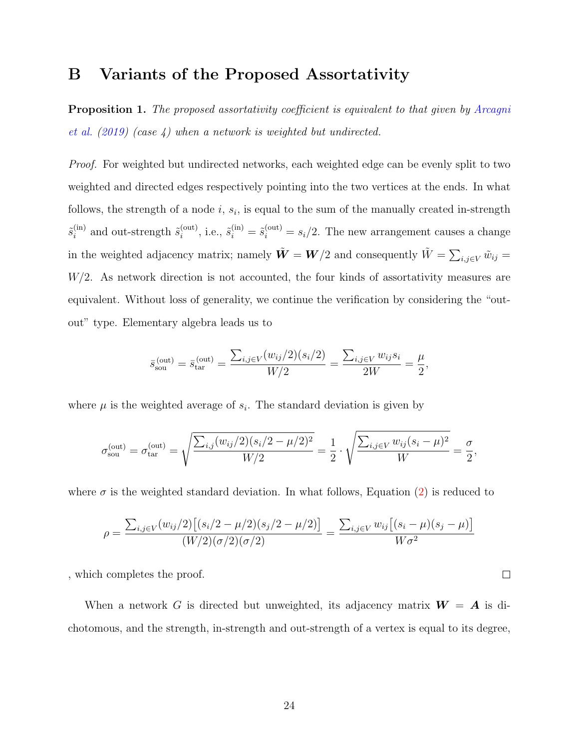# B Variants of the Proposed Assortativity

**Proposition 1.** *The proposed assortativity coefficient is equivalent to that given by Arcagni et al. (2019) (case 4) when a network is weighted but undirected.*

*Proof.* For weighted but undirected networks, each weighted edge can be evenly split to two weighted and directed edges respectively pointing into the two vertices at the ends. In what follows, the strength of a node $i$, $s_i$, is equal to the sum of the manually created in-strength $\tilde{s}_i^{(\text{in})}$ and out-strength $\tilde{s}_i^{(\text{out})}$, i.e., $\tilde{s}_i^{(\text{in})} = \tilde{s}_i^{(\text{out})} = s_i/2$. The new arrangement causes a change in the weighted adjacency matrix; namely $\tilde{\boldsymbol{W}} = \boldsymbol{W}/2$ and consequently $\tilde{W} = \sum_{i,j\in V} \tilde{w}_{ij} = W/2$. As network direction is not accounted, the four kinds of assortativity measures are equivalent. Without loss of generality, we continue the verification by considering the "out-out" type. Elementary algebra leads us to

$$\bar{s}_{\text{sou}}^{(\text{out})} = \bar{s}_{\text{tar}}^{(\text{out})} = \frac{\sum_{i,j\in V}(w_{ij}/2)(s_i/2)}{W/2} = \frac{\sum_{i,j\in V} w_{ij}s_i}{2W} = \frac{\mu}{2},$$

where $\mu$ is the weighted average of $s_i$. The standard deviation is given by

$$\sigma_{\text{sou}}^{(\text{out})} = \sigma_{\text{tar}}^{(\text{out})} = \sqrt{\frac{\sum_{i,j}(w_{ij}/2)(s_i/2 - \mu/2)^2}{W/2}} = \frac{1}{2}\cdot\sqrt{\frac{\sum_{i,j\in V} w_{ij}(s_i-\mu)^2}{W}} = \frac{\sigma}{2},$$

where $\sigma$ is the weighted standard deviation. In what follows, Equation (2) is reduced to

$$\rho = \frac{\sum_{i,j\in V}(w_{ij}/2)\big[(s_i/2-\mu/2)(s_j/2-\mu/2)\big]}{(W/2)(\sigma/2)(\sigma/2)} = \frac{\sum_{i,j\in V} w_{ij}\big[(s_i-\mu)(s_j-\mu)\big]}{W\sigma^2}$$

, which completes the proof. □

When a network $G$ is directed but unweighted, its adjacency matrix $\boldsymbol{W} = \boldsymbol{A}$ is dichotomous, and the strength, in-strength and out-strength of a vertex is equal to its degree,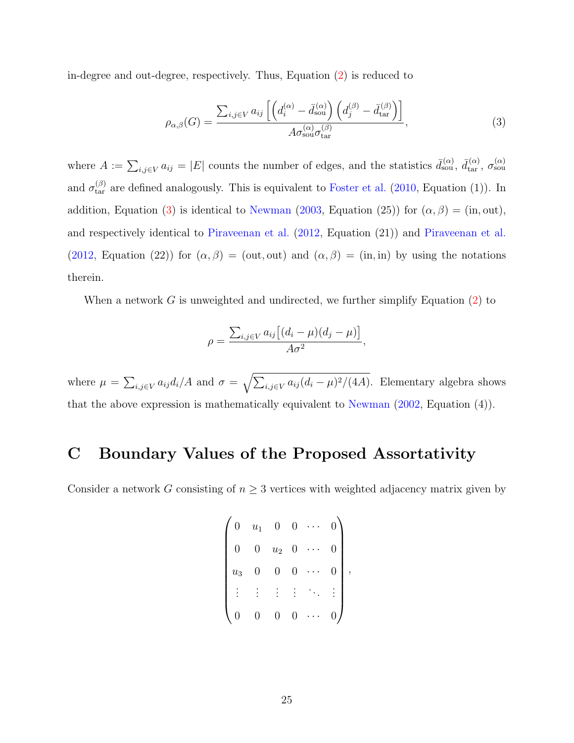in-degree and out-degree, respectively. Thus, Equation (2) is reduced to

$$\rho_{\alpha,\beta}(G) = \frac{\sum_{i,j\in V} a_{ij}\left[\left(d_i^{(\alpha)} - \bar{d}_{\text{sou}}^{(\alpha)}\right)\left(d_j^{(\beta)} - \bar{d}_{\text{tar}}^{(\beta)}\right)\right]}{A\sigma_{\text{sou}}^{(\alpha)}\sigma_{\text{tar}}^{(\beta)}}, \tag{3}$$

where $A := \sum_{i,j\in V} a_{ij} = |E|$ counts the number of edges, and the statistics $\bar{d}_{\text{sou}}^{(\alpha)}$, $\bar{d}_{\text{tar}}^{(\alpha)}$, $\sigma_{\text{sou}}^{(\alpha)}$ and $\sigma_{\text{tar}}^{(\beta)}$ are defined analogously. This is equivalent to Foster et al. (2010, Equation (1)). In addition, Equation (3) is identical to Newman (2003, Equation (25)) for $(\alpha,\beta) = (\text{in},\text{out})$, and respectively identical to Piraveenan et al. (2012, Equation (21)) and Piraveenan et al. (2012, Equation (22)) for $(\alpha,\beta) = (\text{out},\text{out})$ and $(\alpha,\beta) = (\text{in},\text{in})$ by using the notations therein.

When a network $G$ is unweighted and undirected, we further simplify Equation (2) to

$$\rho = \frac{\sum_{i,j\in V} a_{ij}\big[(d_i - \mu)(d_j - \mu)\big]}{A\sigma^2},$$

where $\mu = \sum_{i,j\in V} a_{ij} d_i / A$ and $\sigma = \sqrt{\sum_{i,j\in V} a_{ij}(d_i - \mu)^2/(4A)}$. Elementary algebra shows that the above expression is mathematically equivalent to Newman (2002, Equation (4)).

# C Boundary Values of the Proposed Assortativity

Consider a network $G$ consisting of $n \geq 3$ vertices with weighted adjacency matrix given by

$$\begin{pmatrix} 0 & u_1 & 0 & 0 & \cdots & 0 \\ 0 & 0 & u_2 & 0 & \cdots & 0 \\ u_3 & 0 & 0 & 0 & \cdots & 0 \\ \vdots & \vdots & \vdots & \vdots & \ddots & \vdots \\ 0 & 0 & 0 & 0 & \cdots & 0 \end{pmatrix},$$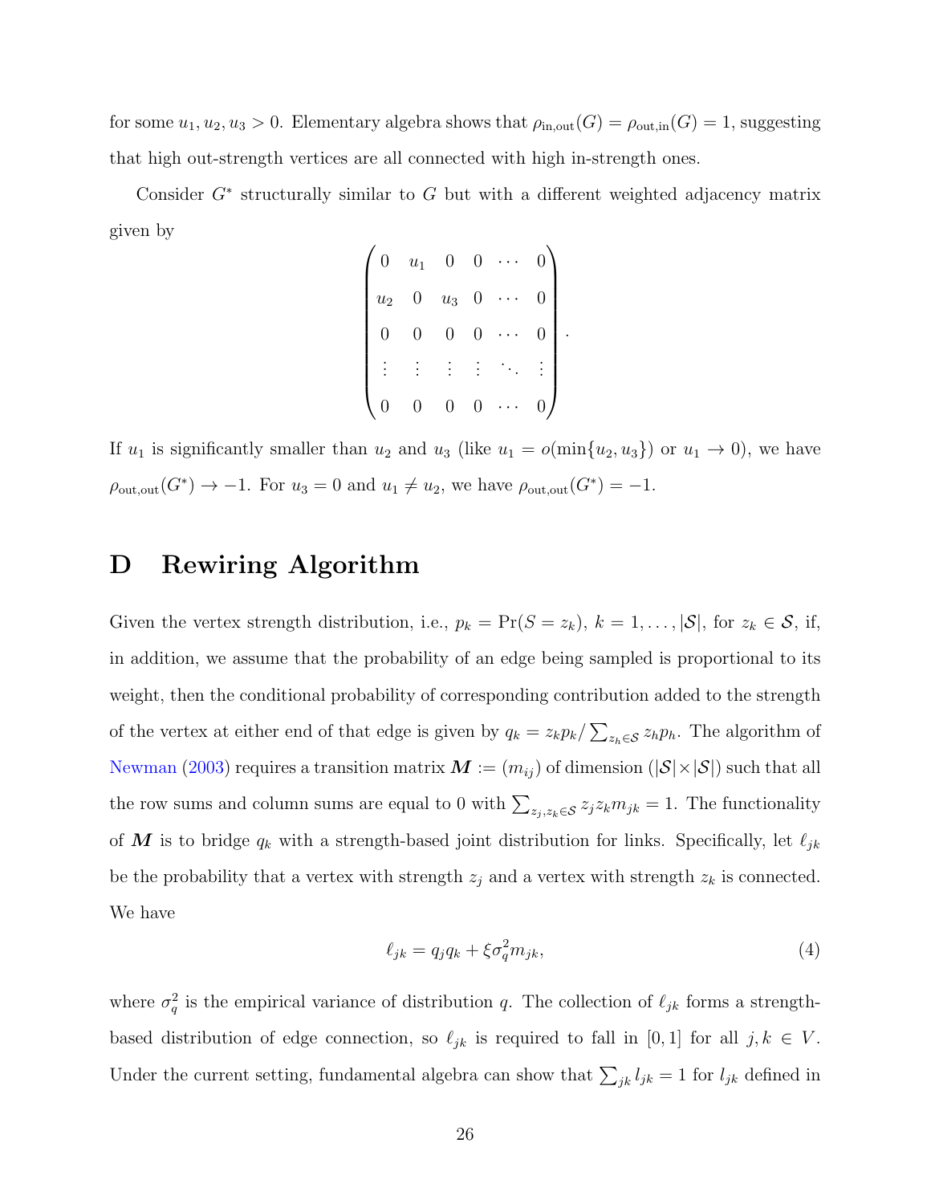for some $u_1, u_2, u_3 > 0$. Elementary algebra shows that $\rho_{\text{in,out}}(G) = \rho_{\text{out,in}}(G) = 1$, suggesting that high out-strength vertices are all connected with high in-strength ones.

Consider $G^*$ structurally similar to $G$ but with a different weighted adjacency matrix given by

$$\begin{pmatrix} 0 & u_1 & 0 & 0 & \cdots & 0 \\ u_2 & 0 & u_3 & 0 & \cdots & 0 \\ 0 & 0 & 0 & 0 & \cdots & 0 \\ \vdots & \vdots & \vdots & \vdots & \ddots & \vdots \\ 0 & 0 & 0 & 0 & \cdots & 0 \end{pmatrix}.$$

If $u_1$ is significantly smaller than $u_2$ and $u_3$ (like $u_1 = o(\min\{u_2, u_3\})$ or $u_1 \to 0$), we have $\rho_{\text{out,out}}(G^*) \to -1$. For $u_3 = 0$ and $u_1 \neq u_2$, we have $\rho_{\text{out,out}}(G^*) = -1$.

# D Rewiring Algorithm

Given the vertex strength distribution, i.e., $p_k = \Pr(S = z_k)$, $k = 1, \ldots, |\mathcal{S}|$, for $z_k \in \mathcal{S}$, if, in addition, we assume that the probability of an edge being sampled is proportional to its weight, then the conditional probability of corresponding contribution added to the strength of the vertex at either end of that edge is given by $q_k = z_k p_k / \sum_{z_h \in \mathcal{S}} z_h p_h$. The algorithm of Newman (2003) requires a transition matrix $\boldsymbol{M} := (m_{ij})$ of dimension $(|\mathcal{S}| \times |\mathcal{S}|)$ such that all the row sums and column sums are equal to 0 with $\sum_{z_j, z_k \in \mathcal{S}} z_j z_k m_{jk} = 1$. The functionality of $\boldsymbol{M}$ is to bridge $q_k$ with a strength-based joint distribution for links. Specifically, let $\ell_{jk}$ be the probability that a vertex with strength $z_j$ and a vertex with strength $z_k$ is connected. We have

$$\ell_{jk} = q_j q_k + \xi \sigma_q^2 m_{jk}, \tag{4}$$

where $\sigma_q^2$ is the empirical variance of distribution $q$. The collection of $\ell_{jk}$ forms a strength-based distribution of edge connection, so $\ell_{jk}$ is required to fall in $[0, 1]$ for all $j, k \in V$. Under the current setting, fundamental algebra can show that $\sum_{jk} l_{jk} = 1$ for $l_{jk}$ defined in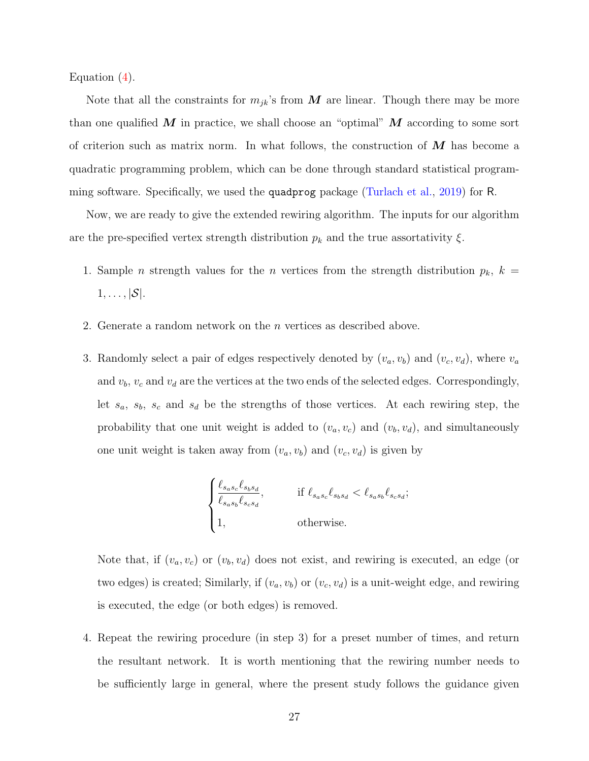Equation (4).

Note that all the constraints for $m_{jk}$'s from $\boldsymbol{M}$ are linear. Though there may be more than one qualified $\boldsymbol{M}$ in practice, we shall choose an "optimal" $\boldsymbol{M}$ according to some sort of criterion such as matrix norm. In what follows, the construction of $\boldsymbol{M}$ has become a quadratic programming problem, which can be done through standard statistical programming software. Specifically, we used the `quadprog` package (Turlach et al., 2019) for R.

Now, we are ready to give the extended rewiring algorithm. The inputs for our algorithm are the pre-specified vertex strength distribution $p_k$ and the true assortativity $\xi$.

1. Sample $n$ strength values for the $n$ vertices from the strength distribution $p_k$, $k = 1, \ldots, |\mathcal{S}|$.

2. Generate a random network on the $n$ vertices as described above.

3. Randomly select a pair of edges respectively denoted by $(v_a, v_b)$ and $(v_c, v_d)$, where $v_a$ and $v_b$, $v_c$ and $v_d$ are the vertices at the two ends of the selected edges. Correspondingly, let $s_a$, $s_b$, $s_c$ and $s_d$ be the strengths of those vertices. At each rewiring step, the probability that one unit weight is added to $(v_a, v_c)$ and $(v_b, v_d)$, and simultaneously one unit weight is taken away from $(v_a, v_b)$ and $(v_c, v_d)$ is given by

$$
\begin{cases}
\dfrac{\ell_{s_a s_c} \ell_{s_b s_d}}{\ell_{s_a s_b} \ell_{s_c s_d}}, & \text{if } \ell_{s_a s_c} \ell_{s_b s_d} < \ell_{s_a s_b} \ell_{s_c s_d}; \\
1, & \text{otherwise.}
\end{cases}
$$

   Note that, if $(v_a, v_c)$ or $(v_b, v_d)$ does not exist, and rewiring is executed, an edge (or two edges) is created; Similarly, if $(v_a, v_b)$ or $(v_c, v_d)$ is a unit-weight edge, and rewiring is executed, the edge (or both edges) is removed.

4. Repeat the rewiring procedure (in step 3) for a preset number of times, and return the resultant network. It is worth mentioning that the rewiring number needs to be sufficiently large in general, where the present study follows the guidance given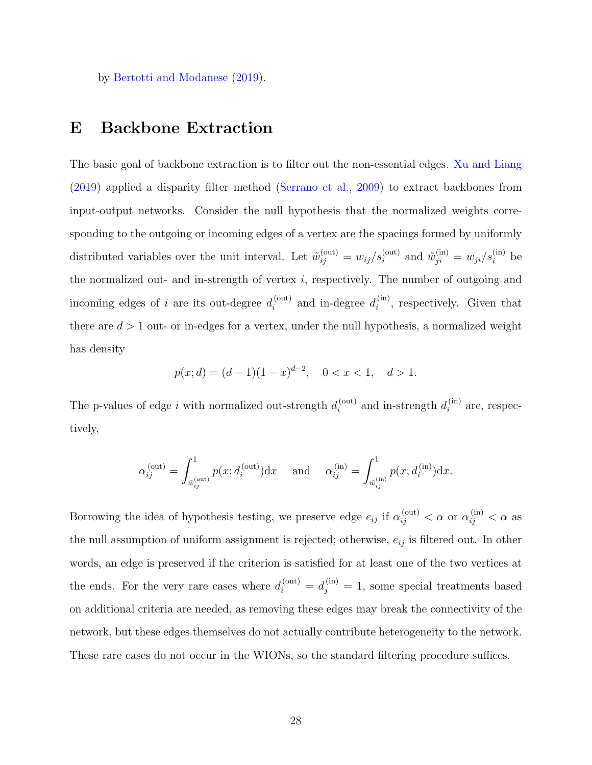by Bertotti and Modanese (2019).

# E Backbone Extraction

The basic goal of backbone extraction is to filter out the non-essential edges. Xu and Liang (2019) applied a disparity filter method (Serrano et al., 2009) to extract backbones from input-output networks. Consider the null hypothesis that the normalized weights corresponding to the outgoing or incoming edges of a vertex are the spacings formed by uniformly distributed variables over the unit interval. Let $\tilde{w}_{ij}^{(\text{out})} = w_{ij}/s_i^{(\text{out})}$ and $\tilde{w}_{ji}^{(\text{in})} = w_{ji}/s_i^{(\text{in})}$ be the normalized out- and in-strength of vertex $i$, respectively. The number of outgoing and incoming edges of $i$ are its out-degree $d_i^{(\text{out})}$ and in-degree $d_i^{(\text{in})}$, respectively. Given that there are $d > 1$ out- or in-edges for a vertex, under the null hypothesis, a normalized weight has density

$$p(x; d) = (d-1)(1-x)^{d-2}, \quad 0 < x < 1, \quad d > 1.$$

The p-values of edge $i$ with normalized out-strength $d_i^{(\text{out})}$ and in-strength $d_i^{(\text{in})}$ are, respectively,

$$\alpha_{ij}^{(\text{out})} = \int_{\tilde{w}_{ij}^{(\text{out})}}^{1} p(x; d_i^{(\text{out})}) \mathrm{d}x \quad \text{and} \quad \alpha_{ij}^{(\text{in})} = \int_{\tilde{w}_{ij}^{(\text{in})}}^{1} p(x; d_i^{(\text{in})}) \mathrm{d}x.$$

Borrowing the idea of hypothesis testing, we preserve edge $e_{ij}$ if $\alpha_{ij}^{(\text{out})} < \alpha$ or $\alpha_{ij}^{(\text{in})} < \alpha$ as the null assumption of uniform assignment is rejected; otherwise, $e_{ij}$ is filtered out. In other words, an edge is preserved if the criterion is satisfied for at least one of the two vertices at the ends. For the very rare cases where $d_i^{(\text{out})} = d_j^{(\text{in})} = 1$, some special treatments based on additional criteria are needed, as removing these edges may break the connectivity of the network, but these edges themselves do not actually contribute heterogeneity to the network. These rare cases do not occur in the WIONs, so the standard filtering procedure suffices.